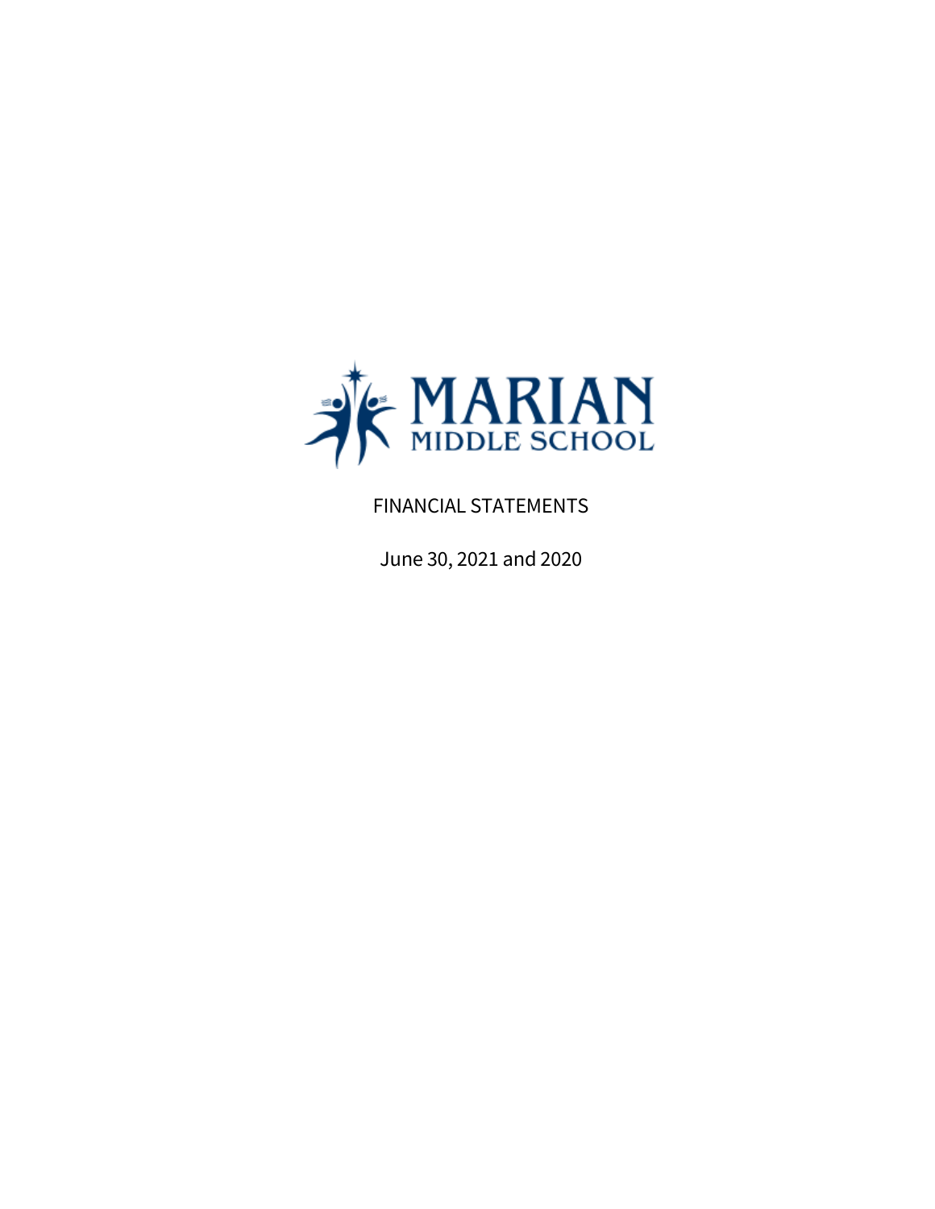# MARIAN MIDDLE SCHOOL

FINANCIAL STATEMENTS

June 30, 2021 and 2020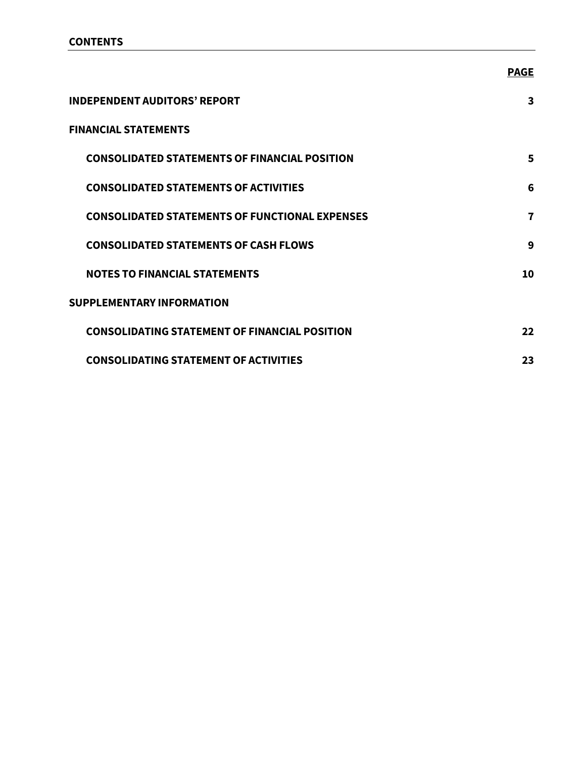## CONTENTS

| | PAGE |
|---|---|
| **INDEPENDENT AUDITORS' REPORT** | **3** |
| **FINANCIAL STATEMENTS** | |
| **CONSOLIDATED STATEMENTS OF FINANCIAL POSITION** | **5** |
| **CONSOLIDATED STATEMENTS OF ACTIVITIES** | **6** |
| **CONSOLIDATED STATEMENTS OF FUNCTIONAL EXPENSES** | **7** |
| **CONSOLIDATED STATEMENTS OF CASH FLOWS** | **9** |
| **NOTES TO FINANCIAL STATEMENTS** | **10** |
| **SUPPLEMENTARY INFORMATION** | |
| **CONSOLIDATING STATEMENT OF FINANCIAL POSITION** | **22** |
| **CONSOLIDATING STATEMENT OF ACTIVITIES** | **23** |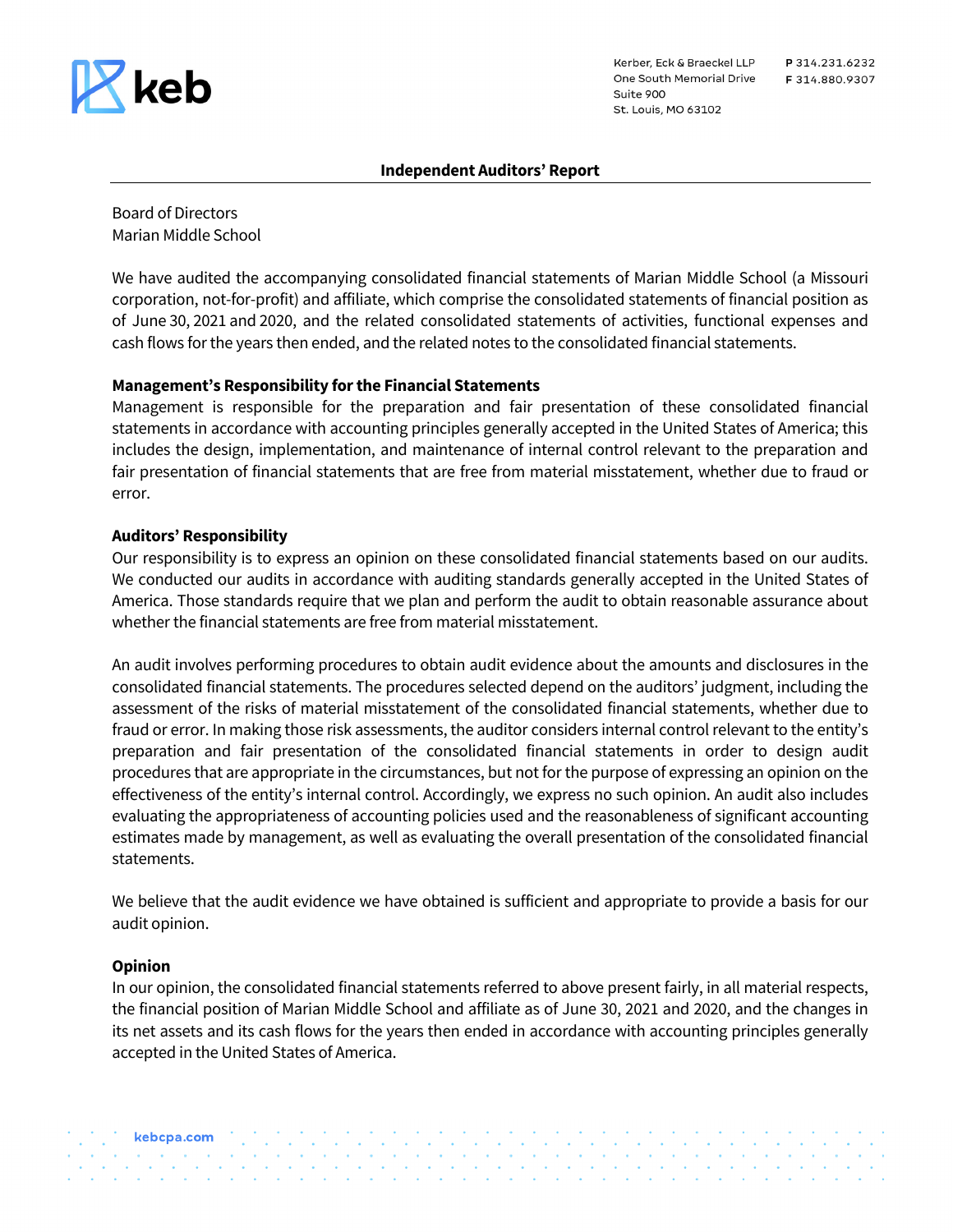Kerber, Eck & Braeckel LLP
One South Memorial Drive
Suite 900
St. Louis, MO 63102

P 314.231.6232
F 314.880.9307

## Independent Auditors' Report

Board of Directors
Marian Middle School

We have audited the accompanying consolidated financial statements of Marian Middle School (a Missouri corporation, not-for-profit) and affiliate, which comprise the consolidated statements of financial position as of June 30, 2021 and 2020, and the related consolidated statements of activities, functional expenses and cash flows for the years then ended, and the related notes to the consolidated financial statements.

**Management's Responsibility for the Financial Statements**

Management is responsible for the preparation and fair presentation of these consolidated financial statements in accordance with accounting principles generally accepted in the United States of America; this includes the design, implementation, and maintenance of internal control relevant to the preparation and fair presentation of financial statements that are free from material misstatement, whether due to fraud or error.

**Auditors' Responsibility**

Our responsibility is to express an opinion on these consolidated financial statements based on our audits. We conducted our audits in accordance with auditing standards generally accepted in the United States of America. Those standards require that we plan and perform the audit to obtain reasonable assurance about whether the financial statements are free from material misstatement.

An audit involves performing procedures to obtain audit evidence about the amounts and disclosures in the consolidated financial statements. The procedures selected depend on the auditors' judgment, including the assessment of the risks of material misstatement of the consolidated financial statements, whether due to fraud or error. In making those risk assessments, the auditor considers internal control relevant to the entity's preparation and fair presentation of the consolidated financial statements in order to design audit procedures that are appropriate in the circumstances, but not for the purpose of expressing an opinion on the effectiveness of the entity's internal control. Accordingly, we express no such opinion. An audit also includes evaluating the appropriateness of accounting policies used and the reasonableness of significant accounting estimates made by management, as well as evaluating the overall presentation of the consolidated financial statements.

We believe that the audit evidence we have obtained is sufficient and appropriate to provide a basis for our audit opinion.

**Opinion**

In our opinion, the consolidated financial statements referred to above present fairly, in all material respects, the financial position of Marian Middle School and affiliate as of June 30, 2021 and 2020, and the changes in its net assets and its cash flows for the years then ended in accordance with accounting principles generally accepted in the United States of America.

kebcpa.com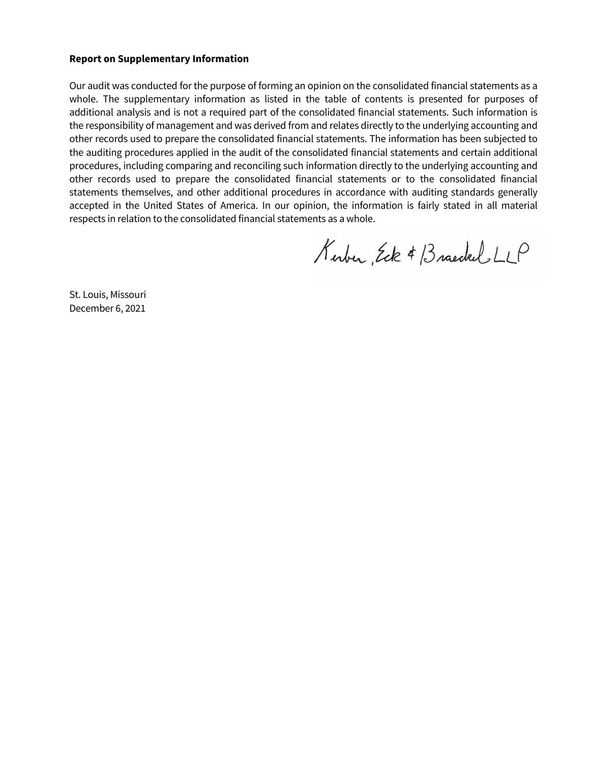### Report on Supplementary Information

Our audit was conducted for the purpose of forming an opinion on the consolidated financial statements as a whole. The supplementary information as listed in the table of contents is presented for purposes of additional analysis and is not a required part of the consolidated financial statements. Such information is the responsibility of management and was derived from and relates directly to the underlying accounting and other records used to prepare the consolidated financial statements. The information has been subjected to the auditing procedures applied in the audit of the consolidated financial statements and certain additional procedures, including comparing and reconciling such information directly to the underlying accounting and other records used to prepare the consolidated financial statements or to the consolidated financial statements themselves, and other additional procedures in accordance with auditing standards generally accepted in the United States of America. In our opinion, the information is fairly stated in all material respects in relation to the consolidated financial statements as a whole.

Kerber, Eck & Braeckel LLP

St. Louis, Missouri
December 6, 2021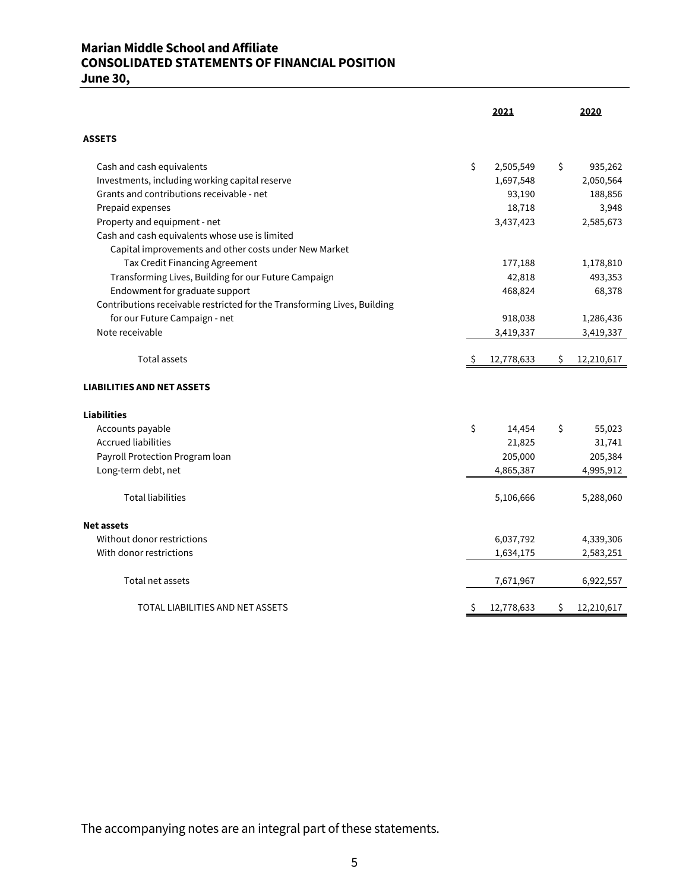**Marian Middle School and Affiliate**
**CONSOLIDATED STATEMENTS OF FINANCIAL POSITION**
**June 30,**

| | 2021 | 2020 |
|---|---|---|
| **ASSETS** | | |
| Cash and cash equivalents | $ 2,505,549 | $ 935,262 |
| Investments, including working capital reserve | 1,697,548 | 2,050,564 |
| Grants and contributions receivable - net | 93,190 | 188,856 |
| Prepaid expenses | 18,718 | 3,948 |
| Property and equipment - net | 3,437,423 | 2,585,673 |
| Cash and cash equivalents whose use is limited | | |
| Capital improvements and other costs under New Market Tax Credit Financing Agreement | 177,188 | 1,178,810 |
| Transforming Lives, Building for our Future Campaign | 42,818 | 493,353 |
| Endowment for graduate support | 468,824 | 68,378 |
| Contributions receivable restricted for the Transforming Lives, Building for our Future Campaign - net | 918,038 | 1,286,436 |
| Note receivable | 3,419,337 | 3,419,337 |
| Total assets | $ 12,778,633 | $ 12,210,617 |
| **LIABILITIES AND NET ASSETS** | | |
| **Liabilities** | | |
| Accounts payable | $ 14,454 | $ 55,023 |
| Accrued liabilities | 21,825 | 31,741 |
| Payroll Protection Program loan | 205,000 | 205,384 |
| Long-term debt, net | 4,865,387 | 4,995,912 |
| Total liabilities | 5,106,666 | 5,288,060 |
| **Net assets** | | |
| Without donor restrictions | 6,037,792 | 4,339,306 |
| With donor restrictions | 1,634,175 | 2,583,251 |
| Total net assets | 7,671,967 | 6,922,557 |
| TOTAL LIABILITIES AND NET ASSETS | $ 12,778,633 | $ 12,210,617 |

The accompanying notes are an integral part of these statements.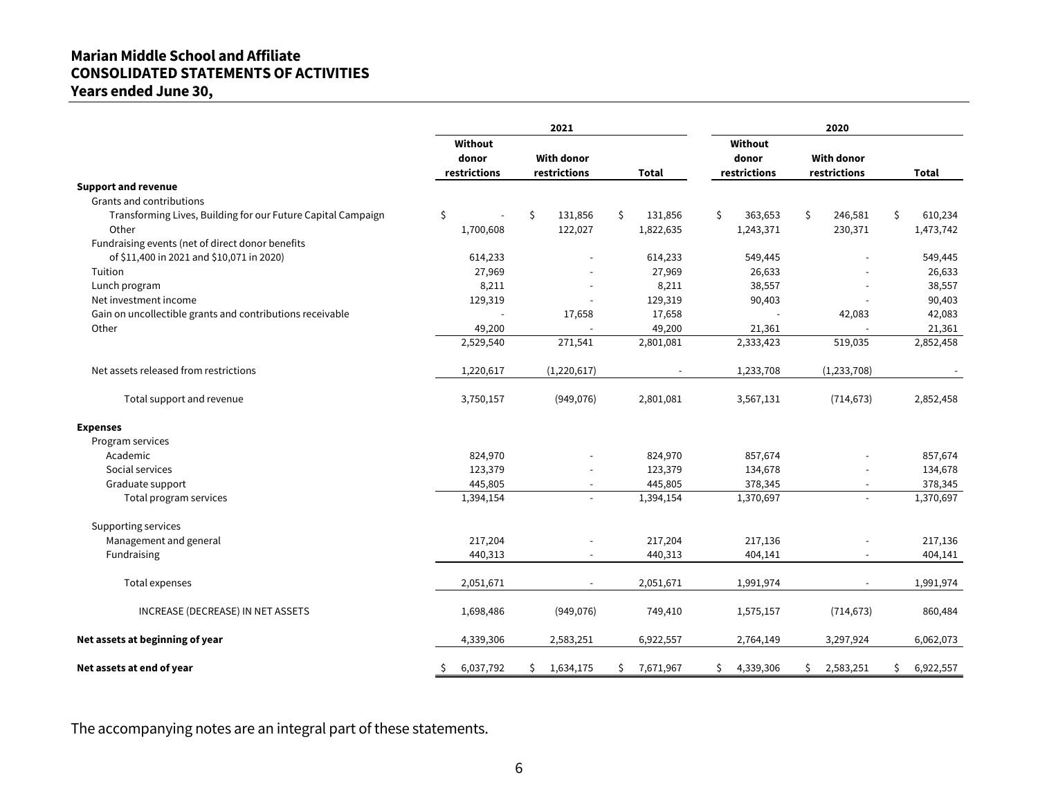# Marian Middle School and Affiliate
## CONSOLIDATED STATEMENTS OF ACTIVITIES
### Years ended June 30,

| | 2021 | | | 2020 | | |
|---|---|---|---|---|---|---|
| | Without donor restrictions | With donor restrictions | Total | Without donor restrictions | With donor restrictions | Total |
| **Support and revenue** | | | | | | |
| Grants and contributions | | | | | | |
| Transforming Lives, Building for our Future Capital Campaign | $ - | $ 131,856 | $ 131,856 | $ 363,653 | $ 246,581 | $ 610,234 |
| Other | 1,700,608 | 122,027 | 1,822,635 | 1,243,371 | 230,371 | 1,473,742 |
| Fundraising events (net of direct donor benefits of $11,400 in 2021 and $10,071 in 2020) | 614,233 | - | 614,233 | 549,445 | - | 549,445 |
| Tuition | 27,969 | - | 27,969 | 26,633 | - | 26,633 |
| Lunch program | 8,211 | - | 8,211 | 38,557 | - | 38,557 |
| Net investment income | 129,319 | - | 129,319 | 90,403 | - | 90,403 |
| Gain on uncollectible grants and contributions receivable | - | 17,658 | 17,658 | - | 42,083 | 42,083 |
| Other | 49,200 | - | 49,200 | 21,361 | - | 21,361 |
| | 2,529,540 | 271,541 | 2,801,081 | 2,333,423 | 519,035 | 2,852,458 |
| Net assets released from restrictions | 1,220,617 | (1,220,617) | - | 1,233,708 | (1,233,708) | - |
| Total support and revenue | 3,750,157 | (949,076) | 2,801,081 | 3,567,131 | (714,673) | 2,852,458 |
| **Expenses** | | | | | | |
| Program services | | | | | | |
| Academic | 824,970 | - | 824,970 | 857,674 | - | 857,674 |
| Social services | 123,379 | - | 123,379 | 134,678 | - | 134,678 |
| Graduate support | 445,805 | - | 445,805 | 378,345 | - | 378,345 |
| Total program services | 1,394,154 | - | 1,394,154 | 1,370,697 | - | 1,370,697 |
| Supporting services | | | | | | |
| Management and general | 217,204 | - | 217,204 | 217,136 | - | 217,136 |
| Fundraising | 440,313 | - | 440,313 | 404,141 | - | 404,141 |
| Total expenses | 2,051,671 | - | 2,051,671 | 1,991,974 | - | 1,991,974 |
| INCREASE (DECREASE) IN NET ASSETS | 1,698,486 | (949,076) | 749,410 | 1,575,157 | (714,673) | 860,484 |
| **Net assets at beginning of year** | 4,339,306 | 2,583,251 | 6,922,557 | 2,764,149 | 3,297,924 | 6,062,073 |
| **Net assets at end of year** | $ 6,037,792 | $ 1,634,175 | $ 7,671,967 | $ 4,339,306 | $ 2,583,251 | $ 6,922,557 |

The accompanying notes are an integral part of these statements.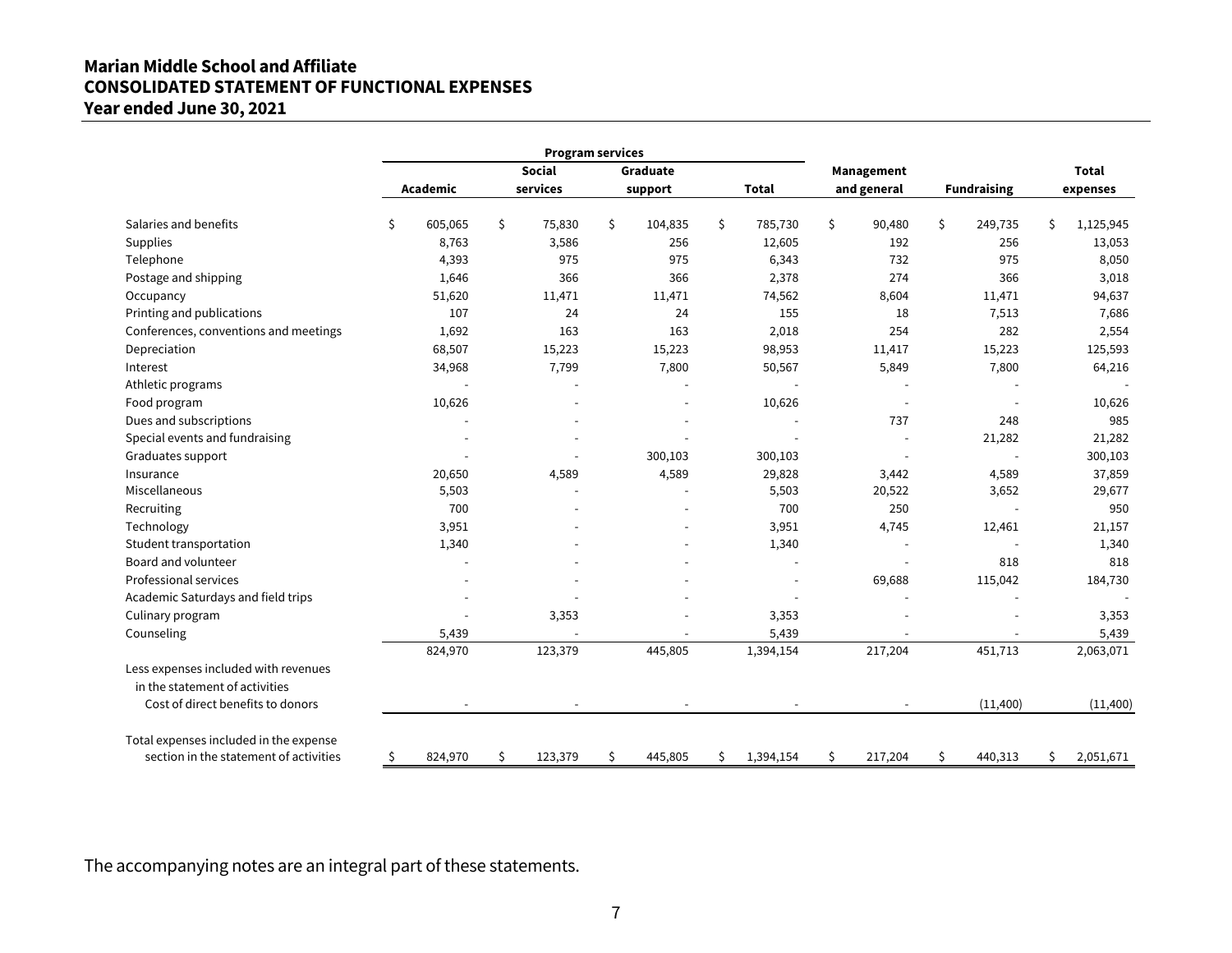# Marian Middle School and Affiliate
## CONSOLIDATED STATEMENT OF FUNCTIONAL EXPENSES
### Year ended June 30, 2021

| | Program services | | | | | | |
|---|---|---|---|---|---|---|---|
| | Academic | Social services | Graduate support | Total | Management and general | Fundraising | Total expenses |
| Salaries and benefits | $ 605,065 | $ 75,830 | $ 104,835 | $ 785,730 | $ 90,480 | $ 249,735 | $ 1,125,945 |
| Supplies | 8,763 | 3,586 | 256 | 12,605 | 192 | 256 | 13,053 |
| Telephone | 4,393 | 975 | 975 | 6,343 | 732 | 975 | 8,050 |
| Postage and shipping | 1,646 | 366 | 366 | 2,378 | 274 | 366 | 3,018 |
| Occupancy | 51,620 | 11,471 | 11,471 | 74,562 | 8,604 | 11,471 | 94,637 |
| Printing and publications | 107 | 24 | 24 | 155 | 18 | 7,513 | 7,686 |
| Conferences, conventions and meetings | 1,692 | 163 | 163 | 2,018 | 254 | 282 | 2,554 |
| Depreciation | 68,507 | 15,223 | 15,223 | 98,953 | 11,417 | 15,223 | 125,593 |
| Interest | 34,968 | 7,799 | 7,800 | 50,567 | 5,849 | 7,800 | 64,216 |
| Athletic programs | - | - | - | - | - | - | - |
| Food program | 10,626 | - | - | 10,626 | - | - | 10,626 |
| Dues and subscriptions | - | - | - | - | 737 | 248 | 985 |
| Special events and fundraising | - | - | - | - | - | 21,282 | 21,282 |
| Graduates support | - | - | 300,103 | 300,103 | - | - | 300,103 |
| Insurance | 20,650 | 4,589 | 4,589 | 29,828 | 3,442 | 4,589 | 37,859 |
| Miscellaneous | 5,503 | - | - | 5,503 | 20,522 | 3,652 | 29,677 |
| Recruiting | 700 | - | - | 700 | 250 | - | 950 |
| Technology | 3,951 | - | - | 3,951 | 4,745 | 12,461 | 21,157 |
| Student transportation | 1,340 | - | - | 1,340 | - | - | 1,340 |
| Board and volunteer | - | - | - | - | - | 818 | 818 |
| Professional services | - | - | - | - | 69,688 | 115,042 | 184,730 |
| Academic Saturdays and field trips | - | - | - | - | - | - | - |
| Culinary program | - | 3,353 | - | 3,353 | - | - | 3,353 |
| Counseling | 5,439 | - | - | 5,439 | - | - | 5,439 |
| | 824,970 | 123,379 | 445,805 | 1,394,154 | 217,204 | 451,713 | 2,063,071 |
| Less expenses included with revenues in the statement of activities | | | | | | | |
| Cost of direct benefits to donors | - | - | - | - | - | (11,400) | (11,400) |
| Total expenses included in the expense section in the statement of activities | $ 824,970 | $ 123,379 | $ 445,805 | $ 1,394,154 | $ 217,204 | $ 440,313 | $ 2,051,671 |

The accompanying notes are an integral part of these statements.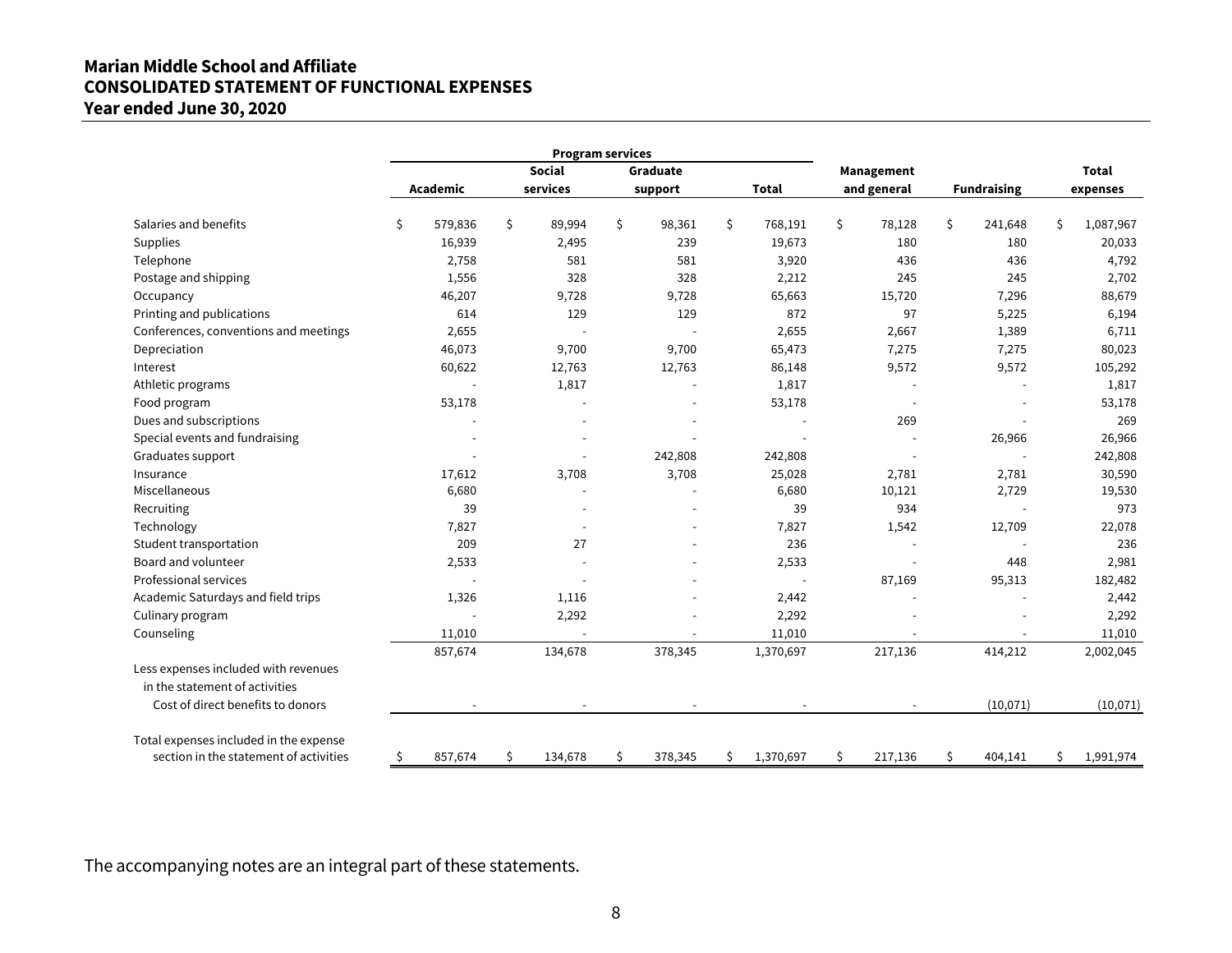# Marian Middle School and Affiliate
# CONSOLIDATED STATEMENT OF FUNCTIONAL EXPENSES
# Year ended June 30, 2020

| | Program services | | | | | | |
|---|---|---|---|---|---|---|---|
| | Academic | Social services | Graduate support | Total | Management and general | Fundraising | Total expenses |
| Salaries and benefits | $ 579,836 | $ 89,994 | $ 98,361 | $ 768,191 | $ 78,128 | $ 241,648 | $ 1,087,967 |
| Supplies | 16,939 | 2,495 | 239 | 19,673 | 180 | 180 | 20,033 |
| Telephone | 2,758 | 581 | 581 | 3,920 | 436 | 436 | 4,792 |
| Postage and shipping | 1,556 | 328 | 328 | 2,212 | 245 | 245 | 2,702 |
| Occupancy | 46,207 | 9,728 | 9,728 | 65,663 | 15,720 | 7,296 | 88,679 |
| Printing and publications | 614 | 129 | 129 | 872 | 97 | 5,225 | 6,194 |
| Conferences, conventions and meetings | 2,655 | - | - | 2,655 | 2,667 | 1,389 | 6,711 |
| Depreciation | 46,073 | 9,700 | 9,700 | 65,473 | 7,275 | 7,275 | 80,023 |
| Interest | 60,622 | 12,763 | 12,763 | 86,148 | 9,572 | 9,572 | 105,292 |
| Athletic programs | - | 1,817 | - | 1,817 | - | - | 1,817 |
| Food program | 53,178 | - | - | 53,178 | - | - | 53,178 |
| Dues and subscriptions | - | - | - | - | 269 | - | 269 |
| Special events and fundraising | - | - | - | - | - | 26,966 | 26,966 |
| Graduates support | - | - | 242,808 | 242,808 | - | - | 242,808 |
| Insurance | 17,612 | 3,708 | 3,708 | 25,028 | 2,781 | 2,781 | 30,590 |
| Miscellaneous | 6,680 | - | - | 6,680 | 10,121 | 2,729 | 19,530 |
| Recruiting | 39 | - | - | 39 | 934 | - | 973 |
| Technology | 7,827 | - | - | 7,827 | 1,542 | 12,709 | 22,078 |
| Student transportation | 209 | 27 | - | 236 | - | - | 236 |
| Board and volunteer | 2,533 | - | - | 2,533 | - | 448 | 2,981 |
| Professional services | - | - | - | - | 87,169 | 95,313 | 182,482 |
| Academic Saturdays and field trips | 1,326 | 1,116 | - | 2,442 | - | - | 2,442 |
| Culinary program | - | 2,292 | - | 2,292 | - | - | 2,292 |
| Counseling | 11,010 | - | - | 11,010 | - | - | 11,010 |
| | 857,674 | 134,678 | 378,345 | 1,370,697 | 217,136 | 414,212 | 2,002,045 |
| Less expenses included with revenues in the statement of activities | | | | | | | |
| Cost of direct benefits to donors | - | - | - | - | - | (10,071) | (10,071) |
| Total expenses included in the expense section in the statement of activities | $ 857,674 | $ 134,678 | $ 378,345 | $ 1,370,697 | $ 217,136 | $ 404,141 | $ 1,991,974 |

The accompanying notes are an integral part of these statements.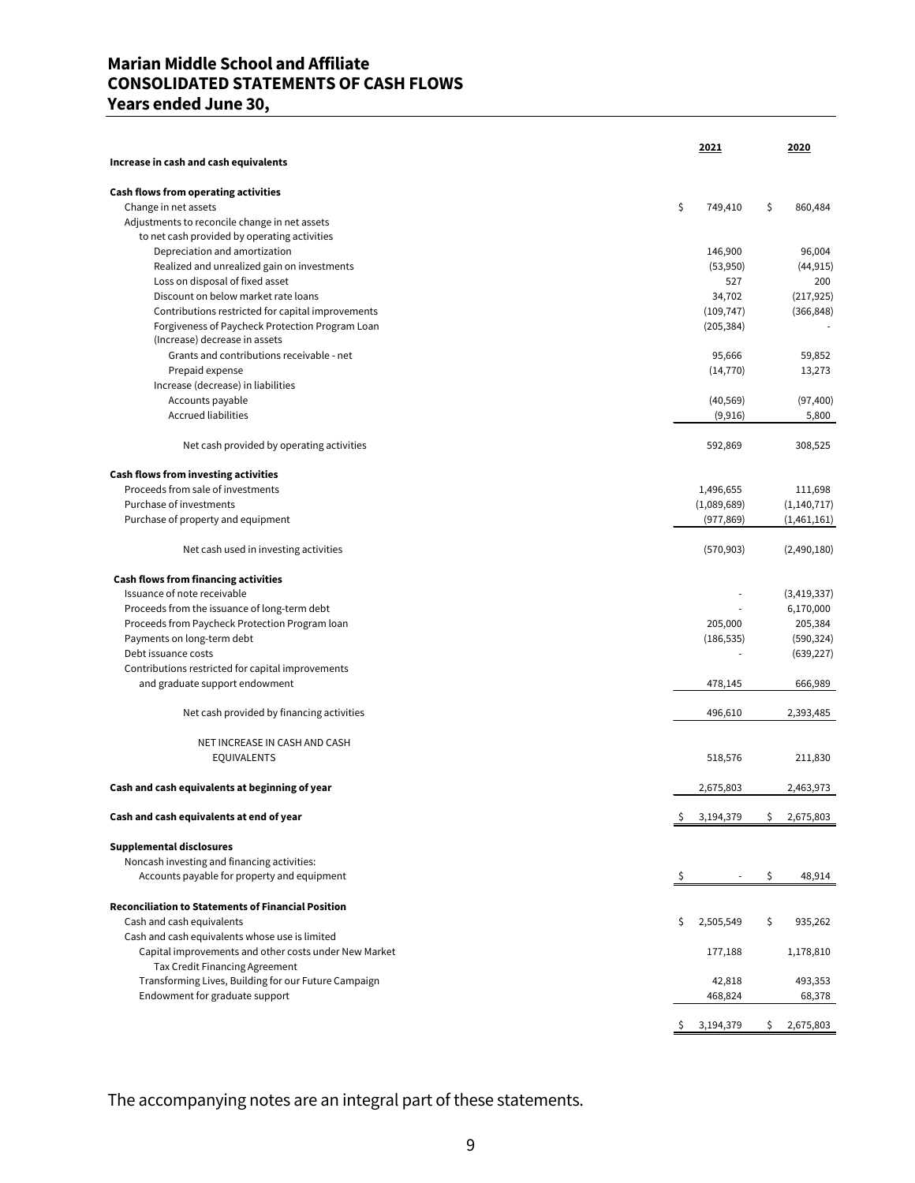# Marian Middle School and Affiliate
# CONSOLIDATED STATEMENTS OF CASH FLOWS
# Years ended June 30,

| | 2021 | 2020 |
|---|---|---|
| **Increase in cash and cash equivalents** | | |
| **Cash flows from operating activities** | | |
| Change in net assets | $ 749,410 | $ 860,484 |
| Adjustments to reconcile change in net assets to net cash provided by operating activities | | |
| Depreciation and amortization | 146,900 | 96,004 |
| Realized and unrealized gain on investments | (53,950) | (44,915) |
| Loss on disposal of fixed asset | 527 | 200 |
| Discount on below market rate loans | 34,702 | (217,925) |
| Contributions restricted for capital improvements | (109,747) | (366,848) |
| Forgiveness of Paycheck Protection Program Loan | (205,384) | - |
| (Increase) decrease in assets | | |
| Grants and contributions receivable - net | 95,666 | 59,852 |
| Prepaid expense | (14,770) | 13,273 |
| Increase (decrease) in liabilities | | |
| Accounts payable | (40,569) | (97,400) |
| Accrued liabilities | (9,916) | 5,800 |
| Net cash provided by operating activities | 592,869 | 308,525 |
| **Cash flows from investing activities** | | |
| Proceeds from sale of investments | 1,496,655 | 111,698 |
| Purchase of investments | (1,089,689) | (1,140,717) |
| Purchase of property and equipment | (977,869) | (1,461,161) |
| Net cash used in investing activities | (570,903) | (2,490,180) |
| **Cash flows from financing activities** | | |
| Issuance of note receivable | - | (3,419,337) |
| Proceeds from the issuance of long-term debt | - | 6,170,000 |
| Proceeds from Paycheck Protection Program loan | 205,000 | 205,384 |
| Payments on long-term debt | (186,535) | (590,324) |
| Debt issuance costs | - | (639,227) |
| Contributions restricted for capital improvements and graduate support endowment | 478,145 | 666,989 |
| Net cash provided by financing activities | 496,610 | 2,393,485 |
| NET INCREASE IN CASH AND CASH EQUIVALENTS | 518,576 | 211,830 |
| **Cash and cash equivalents at beginning of year** | 2,675,803 | 2,463,973 |
| **Cash and cash equivalents at end of year** | $ 3,194,379 | $ 2,675,803 |
| **Supplemental disclosures** | | |
| Noncash investing and financing activities: | | |
| Accounts payable for property and equipment | $ - | $ 48,914 |
| **Reconciliation to Statements of Financial Position** | | |
| Cash and cash equivalents | $ 2,505,549 | $ 935,262 |
| Cash and cash equivalents whose use is limited | | |
| Capital improvements and other costs under New Market Tax Credit Financing Agreement | 177,188 | 1,178,810 |
| Transforming Lives, Building for our Future Campaign | 42,818 | 493,353 |
| Endowment for graduate support | 468,824 | 68,378 |
| | $ 3,194,379 | $ 2,675,803 |

The accompanying notes are an integral part of these statements.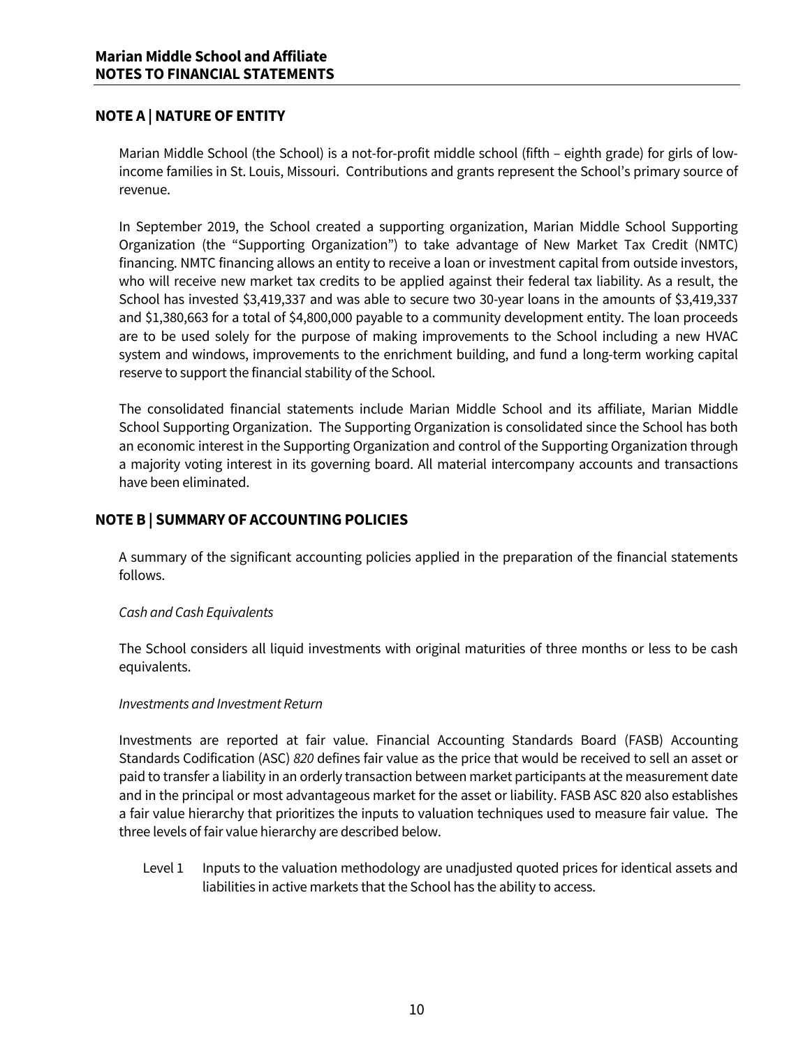# Marian Middle School and Affiliate
# NOTES TO FINANCIAL STATEMENTS

## NOTE A | NATURE OF ENTITY

Marian Middle School (the School) is a not-for-profit middle school (fifth – eighth grade) for girls of low-income families in St. Louis, Missouri. Contributions and grants represent the School's primary source of revenue.

In September 2019, the School created a supporting organization, Marian Middle School Supporting Organization (the "Supporting Organization") to take advantage of New Market Tax Credit (NMTC) financing. NMTC financing allows an entity to receive a loan or investment capital from outside investors, who will receive new market tax credits to be applied against their federal tax liability. As a result, the School has invested $3,419,337 and was able to secure two 30-year loans in the amounts of $3,419,337 and $1,380,663 for a total of $4,800,000 payable to a community development entity. The loan proceeds are to be used solely for the purpose of making improvements to the School including a new HVAC system and windows, improvements to the enrichment building, and fund a long-term working capital reserve to support the financial stability of the School.

The consolidated financial statements include Marian Middle School and its affiliate, Marian Middle School Supporting Organization. The Supporting Organization is consolidated since the School has both an economic interest in the Supporting Organization and control of the Supporting Organization through a majority voting interest in its governing board. All material intercompany accounts and transactions have been eliminated.

## NOTE B | SUMMARY OF ACCOUNTING POLICIES

A summary of the significant accounting policies applied in the preparation of the financial statements follows.

*Cash and Cash Equivalents*

The School considers all liquid investments with original maturities of three months or less to be cash equivalents.

*Investments and Investment Return*

Investments are reported at fair value. Financial Accounting Standards Board (FASB) Accounting Standards Codification (ASC) *820* defines fair value as the price that would be received to sell an asset or paid to transfer a liability in an orderly transaction between market participants at the measurement date and in the principal or most advantageous market for the asset or liability. FASB ASC 820 also establishes a fair value hierarchy that prioritizes the inputs to valuation techniques used to measure fair value. The three levels of fair value hierarchy are described below.

Level 1 Inputs to the valuation methodology are unadjusted quoted prices for identical assets and liabilities in active markets that the School has the ability to access.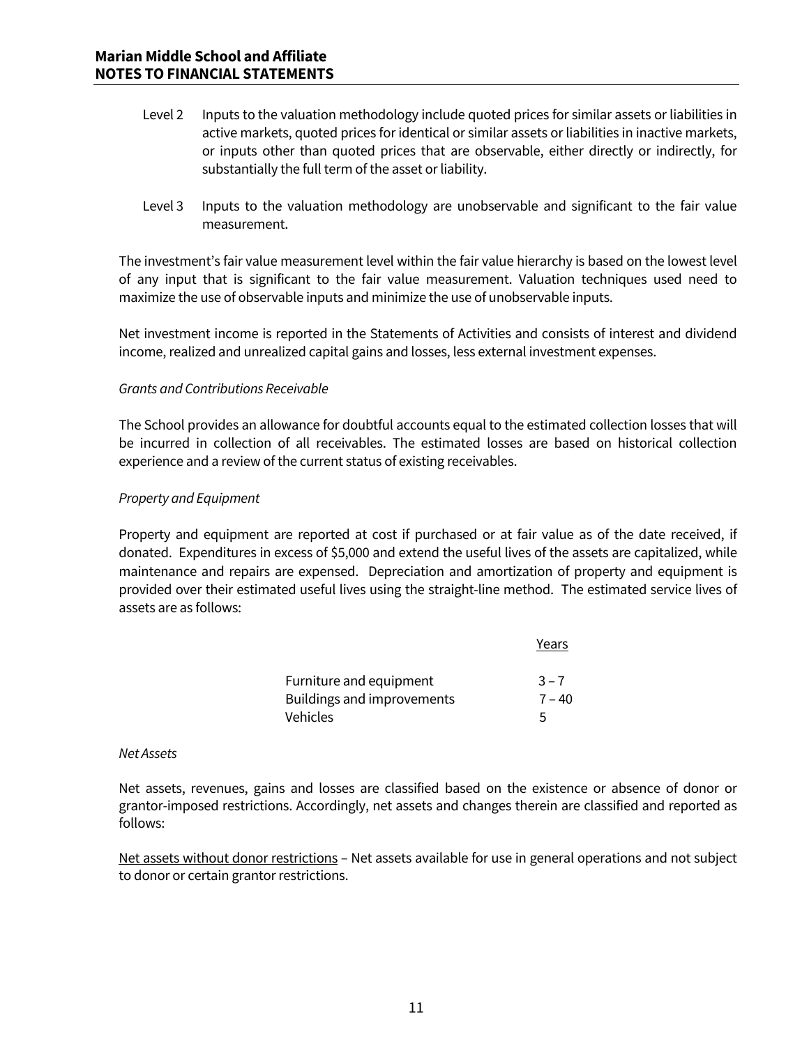Level 2 Inputs to the valuation methodology include quoted prices for similar assets or liabilities in active markets, quoted prices for identical or similar assets or liabilities in inactive markets, or inputs other than quoted prices that are observable, either directly or indirectly, for substantially the full term of the asset or liability.

Level 3 Inputs to the valuation methodology are unobservable and significant to the fair value measurement.

The investment's fair value measurement level within the fair value hierarchy is based on the lowest level of any input that is significant to the fair value measurement. Valuation techniques used need to maximize the use of observable inputs and minimize the use of unobservable inputs.

Net investment income is reported in the Statements of Activities and consists of interest and dividend income, realized and unrealized capital gains and losses, less external investment expenses.

*Grants and Contributions Receivable*

The School provides an allowance for doubtful accounts equal to the estimated collection losses that will be incurred in collection of all receivables. The estimated losses are based on historical collection experience and a review of the current status of existing receivables.

*Property and Equipment*

Property and equipment are reported at cost if purchased or at fair value as of the date received, if donated. Expenditures in excess of $5,000 and extend the useful lives of the assets are capitalized, while maintenance and repairs are expensed. Depreciation and amortization of property and equipment is provided over their estimated useful lives using the straight-line method. The estimated service lives of assets are as follows:

| | Years |
|---|---|
| Furniture and equipment | 3 – 7 |
| Buildings and improvements | 7 – 40 |
| Vehicles | 5 |

*Net Assets*

Net assets, revenues, gains and losses are classified based on the existence or absence of donor or grantor-imposed restrictions. Accordingly, net assets and changes therein are classified and reported as follows:

Net assets without donor restrictions – Net assets available for use in general operations and not subject to donor or certain grantor restrictions.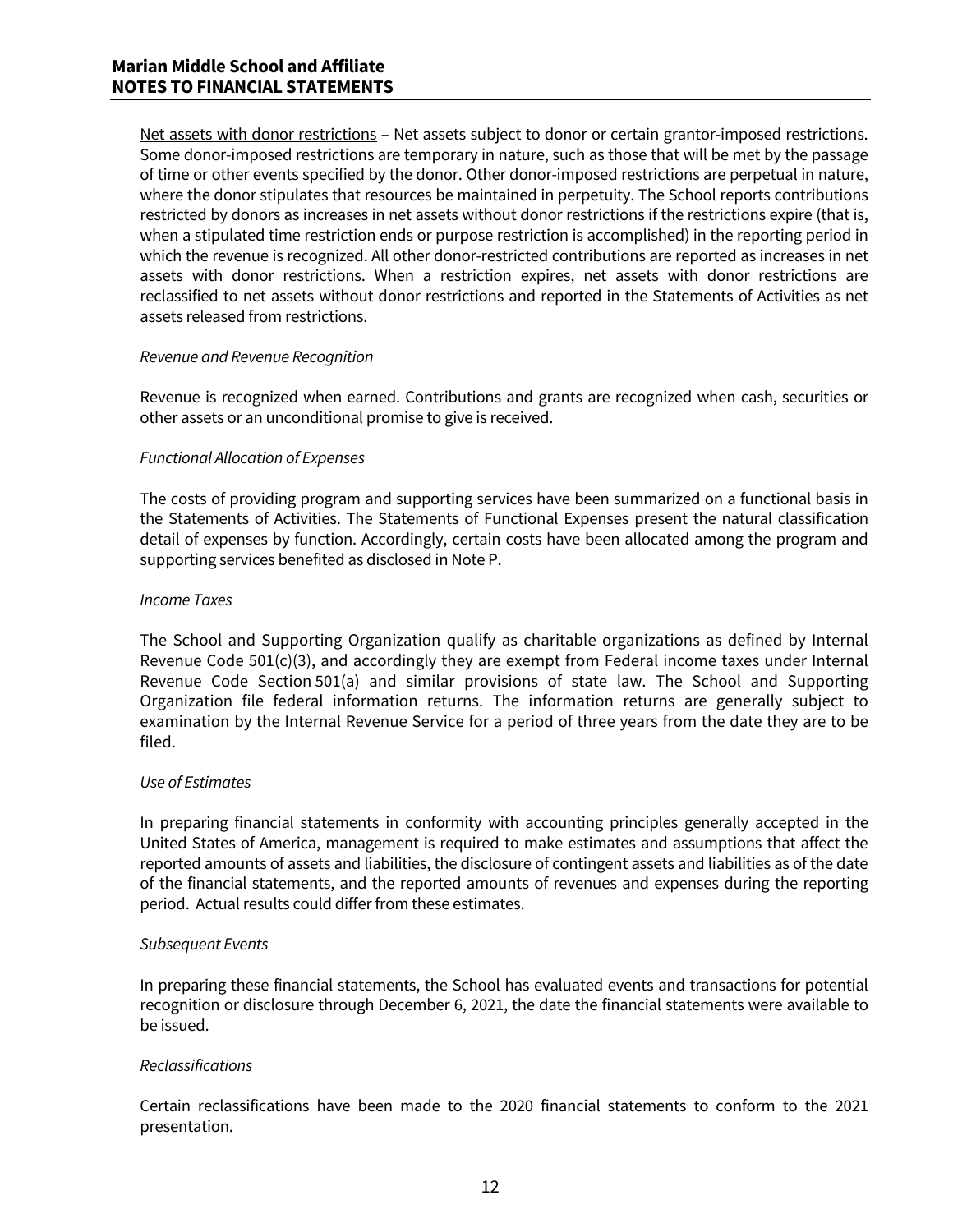Net assets with donor restrictions – Net assets subject to donor or certain grantor-imposed restrictions. Some donor-imposed restrictions are temporary in nature, such as those that will be met by the passage of time or other events specified by the donor. Other donor-imposed restrictions are perpetual in nature, where the donor stipulates that resources be maintained in perpetuity. The School reports contributions restricted by donors as increases in net assets without donor restrictions if the restrictions expire (that is, when a stipulated time restriction ends or purpose restriction is accomplished) in the reporting period in which the revenue is recognized. All other donor-restricted contributions are reported as increases in net assets with donor restrictions. When a restriction expires, net assets with donor restrictions are reclassified to net assets without donor restrictions and reported in the Statements of Activities as net assets released from restrictions.

*Revenue and Revenue Recognition*

Revenue is recognized when earned. Contributions and grants are recognized when cash, securities or other assets or an unconditional promise to give is received.

*Functional Allocation of Expenses*

The costs of providing program and supporting services have been summarized on a functional basis in the Statements of Activities. The Statements of Functional Expenses present the natural classification detail of expenses by function. Accordingly, certain costs have been allocated among the program and supporting services benefited as disclosed in Note P.

*Income Taxes*

The School and Supporting Organization qualify as charitable organizations as defined by Internal Revenue Code 501(c)(3), and accordingly they are exempt from Federal income taxes under Internal Revenue Code Section 501(a) and similar provisions of state law. The School and Supporting Organization file federal information returns. The information returns are generally subject to examination by the Internal Revenue Service for a period of three years from the date they are to be filed.

*Use of Estimates*

In preparing financial statements in conformity with accounting principles generally accepted in the United States of America, management is required to make estimates and assumptions that affect the reported amounts of assets and liabilities, the disclosure of contingent assets and liabilities as of the date of the financial statements, and the reported amounts of revenues and expenses during the reporting period. Actual results could differ from these estimates.

*Subsequent Events*

In preparing these financial statements, the School has evaluated events and transactions for potential recognition or disclosure through December 6, 2021, the date the financial statements were available to be issued.

*Reclassifications*

Certain reclassifications have been made to the 2020 financial statements to conform to the 2021 presentation.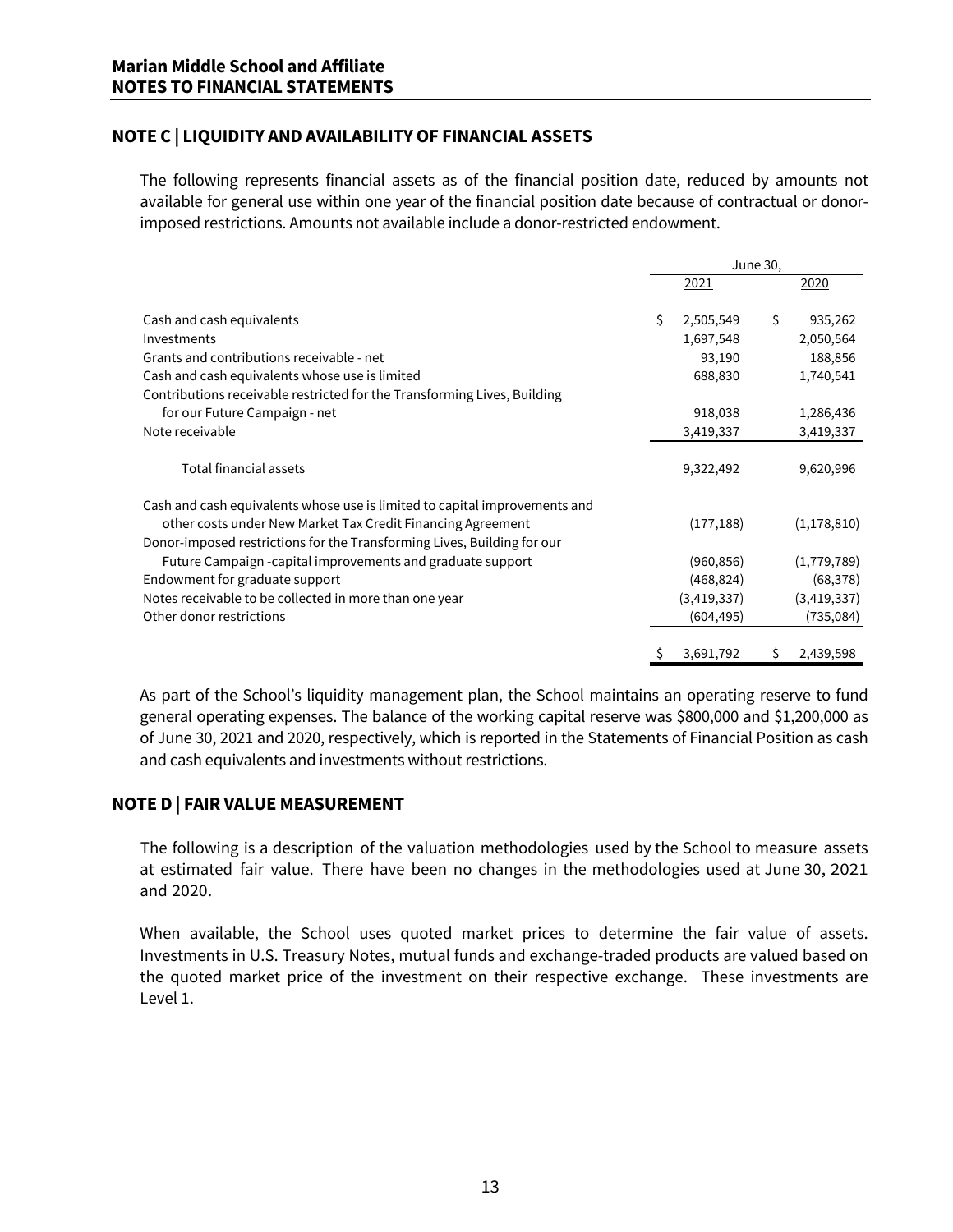## NOTE C | LIQUIDITY AND AVAILABILITY OF FINANCIAL ASSETS

The following represents financial assets as of the financial position date, reduced by amounts not available for general use within one year of the financial position date because of contractual or donor-imposed restrictions. Amounts not available include a donor-restricted endowment.

| | June 30, 2021 | June 30, 2020 |
|---|---|---|
| Cash and cash equivalents | $ 2,505,549 | $ 935,262 |
| Investments | 1,697,548 | 2,050,564 |
| Grants and contributions receivable - net | 93,190 | 188,856 |
| Cash and cash equivalents whose use is limited | 688,830 | 1,740,541 |
| Contributions receivable restricted for the Transforming Lives, Building for our Future Campaign - net | 918,038 | 1,286,436 |
| Note receivable | 3,419,337 | 3,419,337 |
| Total financial assets | 9,322,492 | 9,620,996 |
| Cash and cash equivalents whose use is limited to capital improvements and other costs under New Market Tax Credit Financing Agreement | (177,188) | (1,178,810) |
| Donor-imposed restrictions for the Transforming Lives, Building for our Future Campaign -capital improvements and graduate support | (960,856) | (1,779,789) |
| Endowment for graduate support | (468,824) | (68,378) |
| Notes receivable to be collected in more than one year | (3,419,337) | (3,419,337) |
| Other donor restrictions | (604,495) | (735,084) |
| | $ 3,691,792 | $ 2,439,598 |

As part of the School's liquidity management plan, the School maintains an operating reserve to fund general operating expenses. The balance of the working capital reserve was $800,000 and $1,200,000 as of June 30, 2021 and 2020, respectively, which is reported in the Statements of Financial Position as cash and cash equivalents and investments without restrictions.

## NOTE D | FAIR VALUE MEASUREMENT

The following is a description of the valuation methodologies used by the School to measure assets at estimated fair value. There have been no changes in the methodologies used at June 30, 2021 and 2020.

When available, the School uses quoted market prices to determine the fair value of assets. Investments in U.S. Treasury Notes, mutual funds and exchange-traded products are valued based on the quoted market price of the investment on their respective exchange. These investments are Level 1.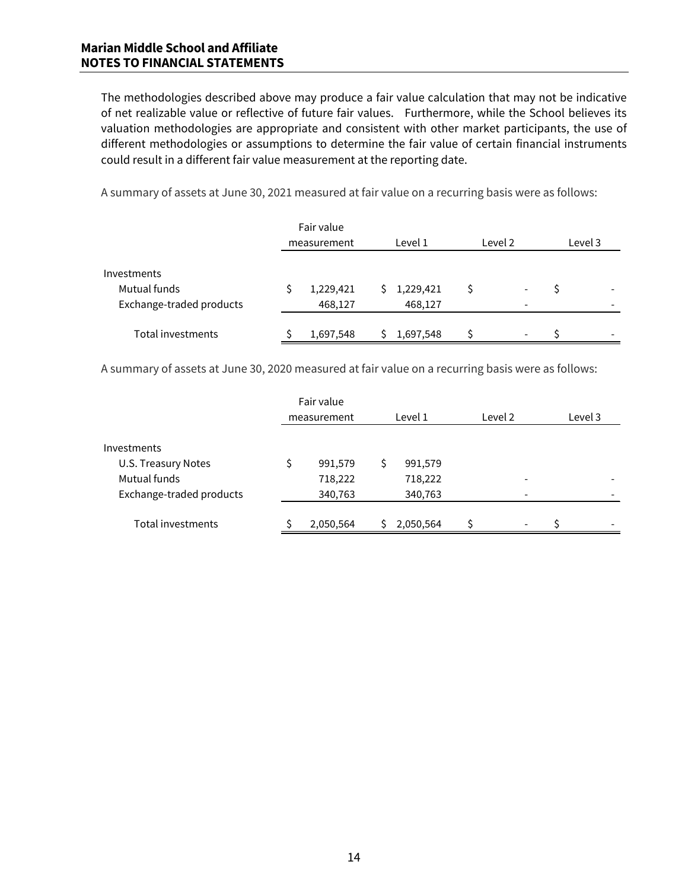The methodologies described above may produce a fair value calculation that may not be indicative of net realizable value or reflective of future fair values. Furthermore, while the School believes its valuation methodologies are appropriate and consistent with other market participants, the use of different methodologies or assumptions to determine the fair value of certain financial instruments could result in a different fair value measurement at the reporting date.

A summary of assets at June 30, 2021 measured at fair value on a recurring basis were as follows:

| | Fair value measurement | Level 1 | Level 2 | Level 3 |
|---|---|---|---|---|
| Investments | | | | |
| Mutual funds | $ 1,229,421 | $ 1,229,421 | $ - | $ - |
| Exchange-traded products | 468,127 | 468,127 | - | - |
| Total investments | $ 1,697,548 | $ 1,697,548 | $ - | $ - |

A summary of assets at June 30, 2020 measured at fair value on a recurring basis were as follows:

| | Fair value measurement | Level 1 | Level 2 | Level 3 |
|---|---|---|---|---|
| Investments | | | | |
| U.S. Treasury Notes | $ 991,579 | $ 991,579 | | |
| Mutual funds | 718,222 | 718,222 | - | - |
| Exchange-traded products | 340,763 | 340,763 | - | - |
| Total investments | $ 2,050,564 | $ 2,050,564 | $ - | $ - |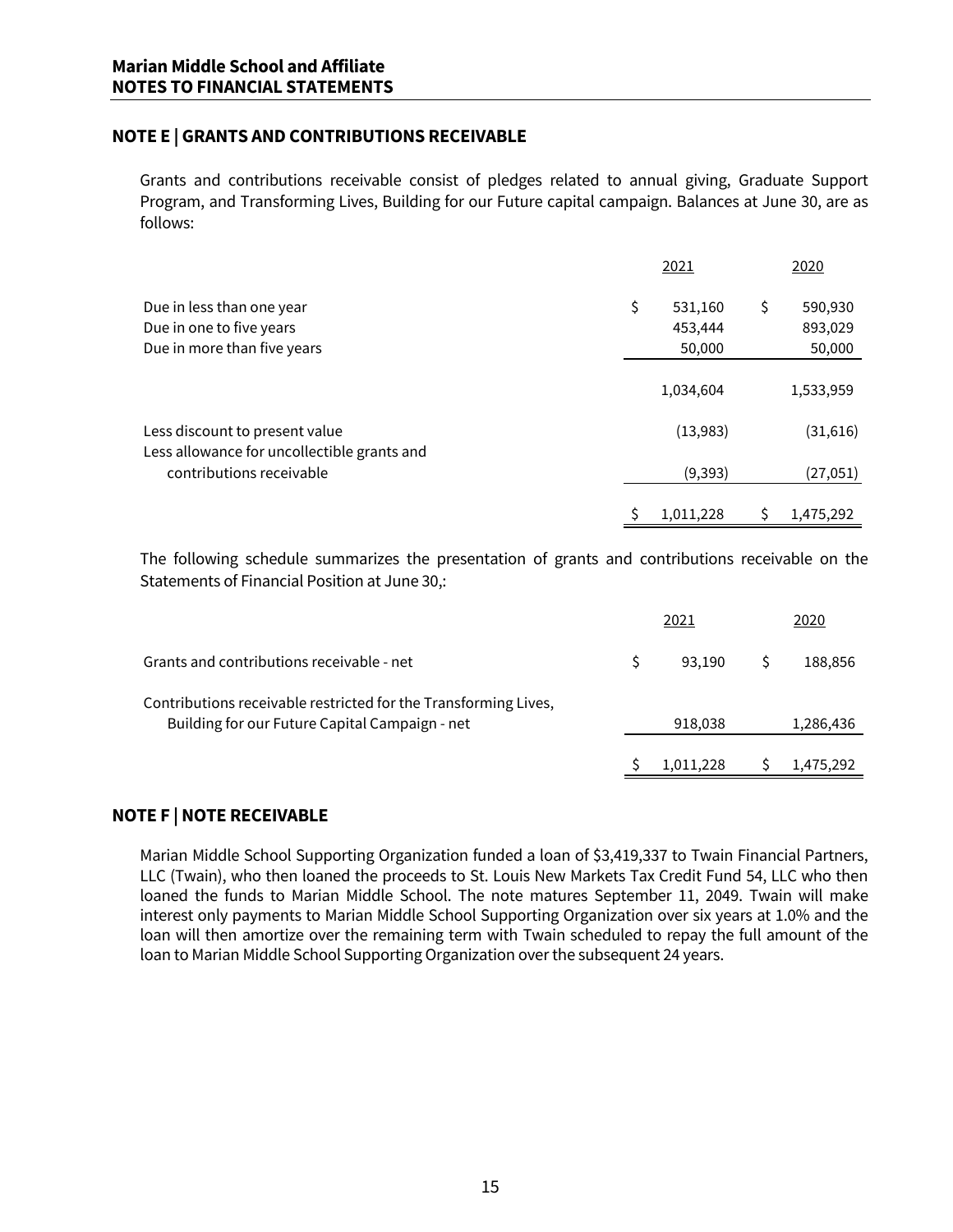**Marian Middle School and Affiliate**
**NOTES TO FINANCIAL STATEMENTS**

## NOTE E | GRANTS AND CONTRIBUTIONS RECEIVABLE

Grants and contributions receivable consist of pledges related to annual giving, Graduate Support Program, and Transforming Lives, Building for our Future capital campaign. Balances at June 30, are as follows:

| | 2021 | 2020 |
|---|---|---|
| Due in less than one year | $ 531,160 | $ 590,930 |
| Due in one to five years | 453,444 | 893,029 |
| Due in more than five years | 50,000 | 50,000 |
| | 1,034,604 | 1,533,959 |
| Less discount to present value | (13,983) | (31,616) |
| Less allowance for uncollectible grants and contributions receivable | (9,393) | (27,051) |
| | $ 1,011,228 | $ 1,475,292 |

The following schedule summarizes the presentation of grants and contributions receivable on the Statements of Financial Position at June 30,:

| | 2021 | 2020 |
|---|---|---|
| Grants and contributions receivable - net | $ 93,190 | $ 188,856 |
| Contributions receivable restricted for the Transforming Lives, Building for our Future Capital Campaign - net | 918,038 | 1,286,436 |
| | $ 1,011,228 | $ 1,475,292 |

## NOTE F | NOTE RECEIVABLE

Marian Middle School Supporting Organization funded a loan of $3,419,337 to Twain Financial Partners, LLC (Twain), who then loaned the proceeds to St. Louis New Markets Tax Credit Fund 54, LLC who then loaned the funds to Marian Middle School. The note matures September 11, 2049. Twain will make interest only payments to Marian Middle School Supporting Organization over six years at 1.0% and the loan will then amortize over the remaining term with Twain scheduled to repay the full amount of the loan to Marian Middle School Supporting Organization over the subsequent 24 years.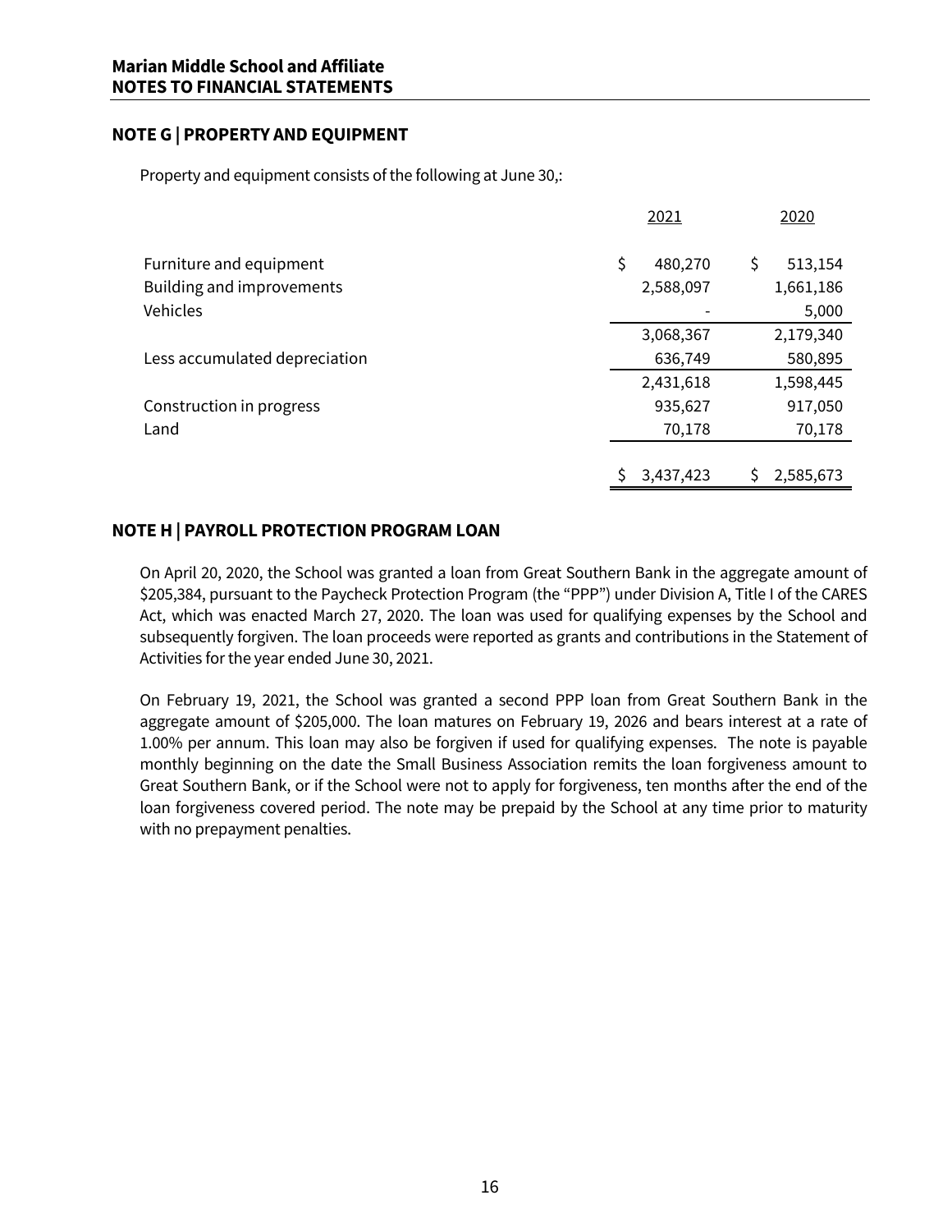**Marian Middle School and Affiliate**
**NOTES TO FINANCIAL STATEMENTS**

## NOTE G | PROPERTY AND EQUIPMENT

Property and equipment consists of the following at June 30,:

| | 2021 | 2020 |
|---|---|---|
| Furniture and equipment | $ 480,270 | $ 513,154 |
| Building and improvements | 2,588,097 | 1,661,186 |
| Vehicles | - | 5,000 |
| | 3,068,367 | 2,179,340 |
| Less accumulated depreciation | 636,749 | 580,895 |
| | 2,431,618 | 1,598,445 |
| Construction in progress | 935,627 | 917,050 |
| Land | 70,178 | 70,178 |
| | $ 3,437,423 | $ 2,585,673 |

## NOTE H | PAYROLL PROTECTION PROGRAM LOAN

On April 20, 2020, the School was granted a loan from Great Southern Bank in the aggregate amount of $205,384, pursuant to the Paycheck Protection Program (the "PPP") under Division A, Title I of the CARES Act, which was enacted March 27, 2020. The loan was used for qualifying expenses by the School and subsequently forgiven. The loan proceeds were reported as grants and contributions in the Statement of Activities for the year ended June 30, 2021.

On February 19, 2021, the School was granted a second PPP loan from Great Southern Bank in the aggregate amount of $205,000. The loan matures on February 19, 2026 and bears interest at a rate of 1.00% per annum. This loan may also be forgiven if used for qualifying expenses. The note is payable monthly beginning on the date the Small Business Association remits the loan forgiveness amount to Great Southern Bank, or if the School were not to apply for forgiveness, ten months after the end of the loan forgiveness covered period. The note may be prepaid by the School at any time prior to maturity with no prepayment penalties.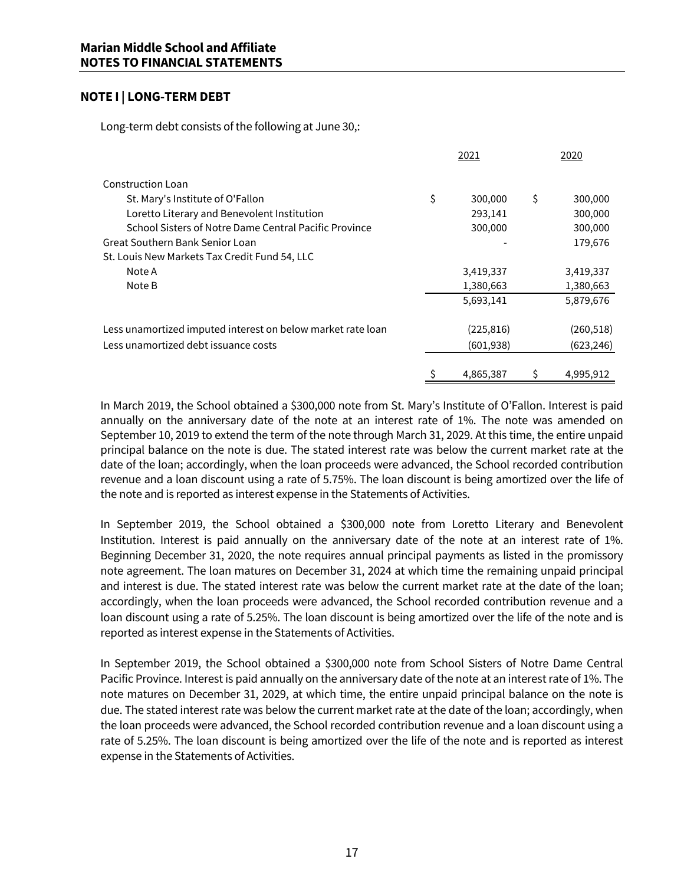**Marian Middle School and Affiliate**
**NOTES TO FINANCIAL STATEMENTS**

## NOTE I | LONG-TERM DEBT

Long-term debt consists of the following at June 30,:

| | 2021 | 2020 |
|---|---|---|
| Construction Loan | | |
| St. Mary's Institute of O'Fallon | $ 300,000 | $ 300,000 |
| Loretto Literary and Benevolent Institution | 293,141 | 300,000 |
| School Sisters of Notre Dame Central Pacific Province | 300,000 | 300,000 |
| Great Southern Bank Senior Loan | - | 179,676 |
| St. Louis New Markets Tax Credit Fund 54, LLC | | |
| Note A | 3,419,337 | 3,419,337 |
| Note B | 1,380,663 | 1,380,663 |
| | 5,693,141 | 5,879,676 |
| Less unamortized imputed interest on below market rate loan | (225,816) | (260,518) |
| Less unamortized debt issuance costs | (601,938) | (623,246) |
| | $ 4,865,387 | $ 4,995,912 |

In March 2019, the School obtained a $300,000 note from St. Mary's Institute of O'Fallon. Interest is paid annually on the anniversary date of the note at an interest rate of 1%. The note was amended on September 10, 2019 to extend the term of the note through March 31, 2029. At this time, the entire unpaid principal balance on the note is due. The stated interest rate was below the current market rate at the date of the loan; accordingly, when the loan proceeds were advanced, the School recorded contribution revenue and a loan discount using a rate of 5.75%. The loan discount is being amortized over the life of the note and is reported as interest expense in the Statements of Activities.

In September 2019, the School obtained a $300,000 note from Loretto Literary and Benevolent Institution. Interest is paid annually on the anniversary date of the note at an interest rate of 1%. Beginning December 31, 2020, the note requires annual principal payments as listed in the promissory note agreement. The loan matures on December 31, 2024 at which time the remaining unpaid principal and interest is due. The stated interest rate was below the current market rate at the date of the loan; accordingly, when the loan proceeds were advanced, the School recorded contribution revenue and a loan discount using a rate of 5.25%. The loan discount is being amortized over the life of the note and is reported as interest expense in the Statements of Activities.

In September 2019, the School obtained a $300,000 note from School Sisters of Notre Dame Central Pacific Province. Interest is paid annually on the anniversary date of the note at an interest rate of 1%. The note matures on December 31, 2029, at which time, the entire unpaid principal balance on the note is due. The stated interest rate was below the current market rate at the date of the loan; accordingly, when the loan proceeds were advanced, the School recorded contribution revenue and a loan discount using a rate of 5.25%. The loan discount is being amortized over the life of the note and is reported as interest expense in the Statements of Activities.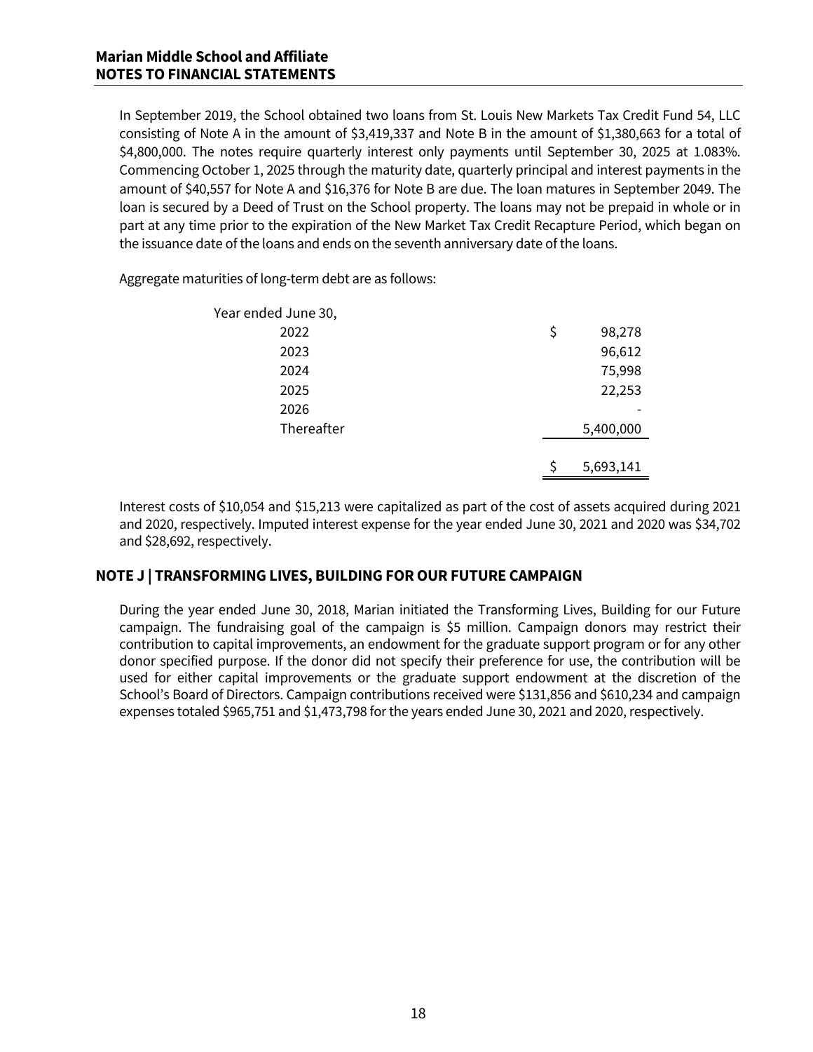In September 2019, the School obtained two loans from St. Louis New Markets Tax Credit Fund 54, LLC consisting of Note A in the amount of $3,419,337 and Note B in the amount of $1,380,663 for a total of $4,800,000. The notes require quarterly interest only payments until September 30, 2025 at 1.083%. Commencing October 1, 2025 through the maturity date, quarterly principal and interest payments in the amount of $40,557 for Note A and $16,376 for Note B are due. The loan matures in September 2049. The loan is secured by a Deed of Trust on the School property. The loans may not be prepaid in whole or in part at any time prior to the expiration of the New Market Tax Credit Recapture Period, which began on the issuance date of the loans and ends on the seventh anniversary date of the loans.

Aggregate maturities of long-term debt are as follows:

| Year ended June 30, | |
|---|---|
| 2022 | $ 98,278 |
| 2023 | 96,612 |
| 2024 | 75,998 |
| 2025 | 22,253 |
| 2026 | - |
| Thereafter | 5,400,000 |
| | $ 5,693,141 |

Interest costs of $10,054 and $15,213 were capitalized as part of the cost of assets acquired during 2021 and 2020, respectively. Imputed interest expense for the year ended June 30, 2021 and 2020 was $34,702 and $28,692, respectively.

## NOTE J | TRANSFORMING LIVES, BUILDING FOR OUR FUTURE CAMPAIGN

During the year ended June 30, 2018, Marian initiated the Transforming Lives, Building for our Future campaign. The fundraising goal of the campaign is $5 million. Campaign donors may restrict their contribution to capital improvements, an endowment for the graduate support program or for any other donor specified purpose. If the donor did not specify their preference for use, the contribution will be used for either capital improvements or the graduate support endowment at the discretion of the School's Board of Directors. Campaign contributions received were $131,856 and $610,234 and campaign expenses totaled $965,751 and $1,473,798 for the years ended June 30, 2021 and 2020, respectively.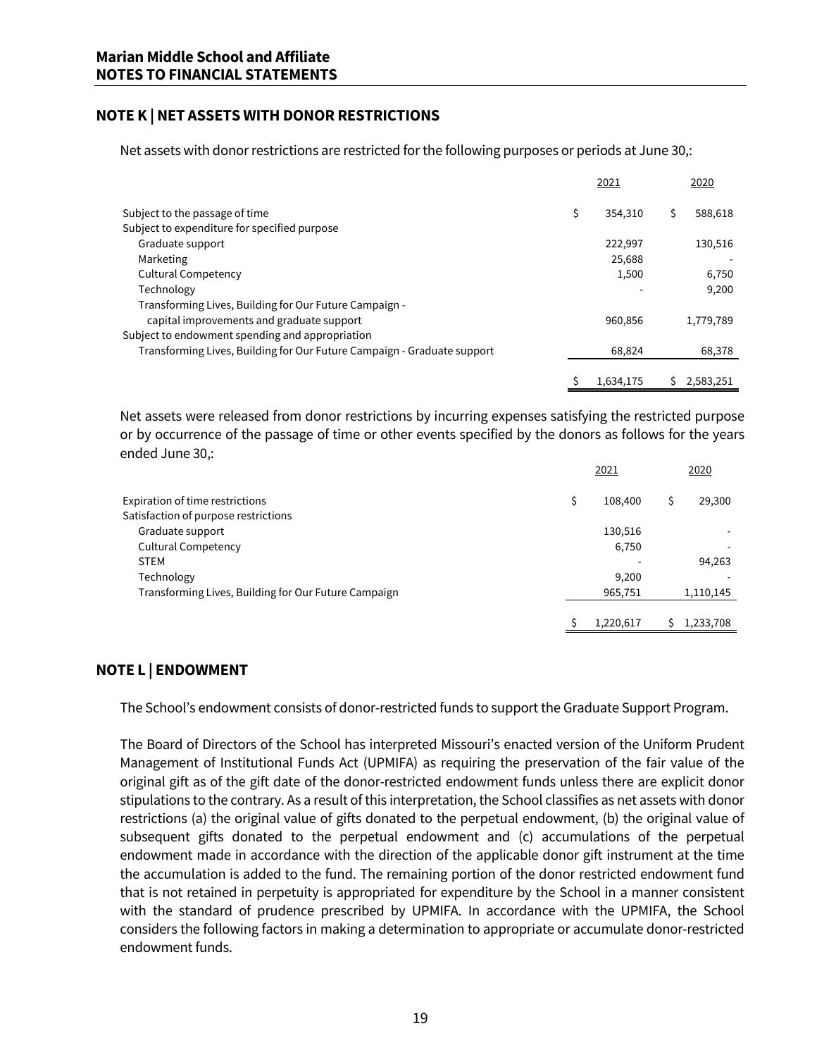**Marian Middle School and Affiliate**
**NOTES TO FINANCIAL STATEMENTS**

## NOTE K | NET ASSETS WITH DONOR RESTRICTIONS

Net assets with donor restrictions are restricted for the following purposes or periods at June 30,:

| | 2021 | 2020 |
|---|---|---|
| Subject to the passage of time | $ 354,310 | $ 588,618 |
| Subject to expenditure for specified purpose | | |
| Graduate support | 222,997 | 130,516 |
| Marketing | 25,688 | - |
| Cultural Competency | 1,500 | 6,750 |
| Technology | - | 9,200 |
| Transforming Lives, Building for Our Future Campaign - capital improvements and graduate support | 960,856 | 1,779,789 |
| Subject to endowment spending and appropriation | | |
| Transforming Lives, Building for Our Future Campaign - Graduate support | 68,824 | 68,378 |
| | $ 1,634,175 | $ 2,583,251 |

Net assets were released from donor restrictions by incurring expenses satisfying the restricted purpose or by occurrence of the passage of time or other events specified by the donors as follows for the years ended June 30,:

| | 2021 | 2020 |
|---|---|---|
| Expiration of time restrictions | $ 108,400 | $ 29,300 |
| Satisfaction of purpose restrictions | | |
| Graduate support | 130,516 | - |
| Cultural Competency | 6,750 | - |
| STEM | - | 94,263 |
| Technology | 9,200 | - |
| Transforming Lives, Building for Our Future Campaign | 965,751 | 1,110,145 |
| | $ 1,220,617 | $ 1,233,708 |

## NOTE L | ENDOWMENT

The School's endowment consists of donor-restricted funds to support the Graduate Support Program.

The Board of Directors of the School has interpreted Missouri's enacted version of the Uniform Prudent Management of Institutional Funds Act (UPMIFA) as requiring the preservation of the fair value of the original gift as of the gift date of the donor-restricted endowment funds unless there are explicit donor stipulations to the contrary. As a result of this interpretation, the School classifies as net assets with donor restrictions (a) the original value of gifts donated to the perpetual endowment, (b) the original value of subsequent gifts donated to the perpetual endowment and (c) accumulations of the perpetual endowment made in accordance with the direction of the applicable donor gift instrument at the time the accumulation is added to the fund. The remaining portion of the donor restricted endowment fund that is not retained in perpetuity is appropriated for expenditure by the School in a manner consistent with the standard of prudence prescribed by UPMIFA. In accordance with the UPMIFA, the School considers the following factors in making a determination to appropriate or accumulate donor-restricted endowment funds.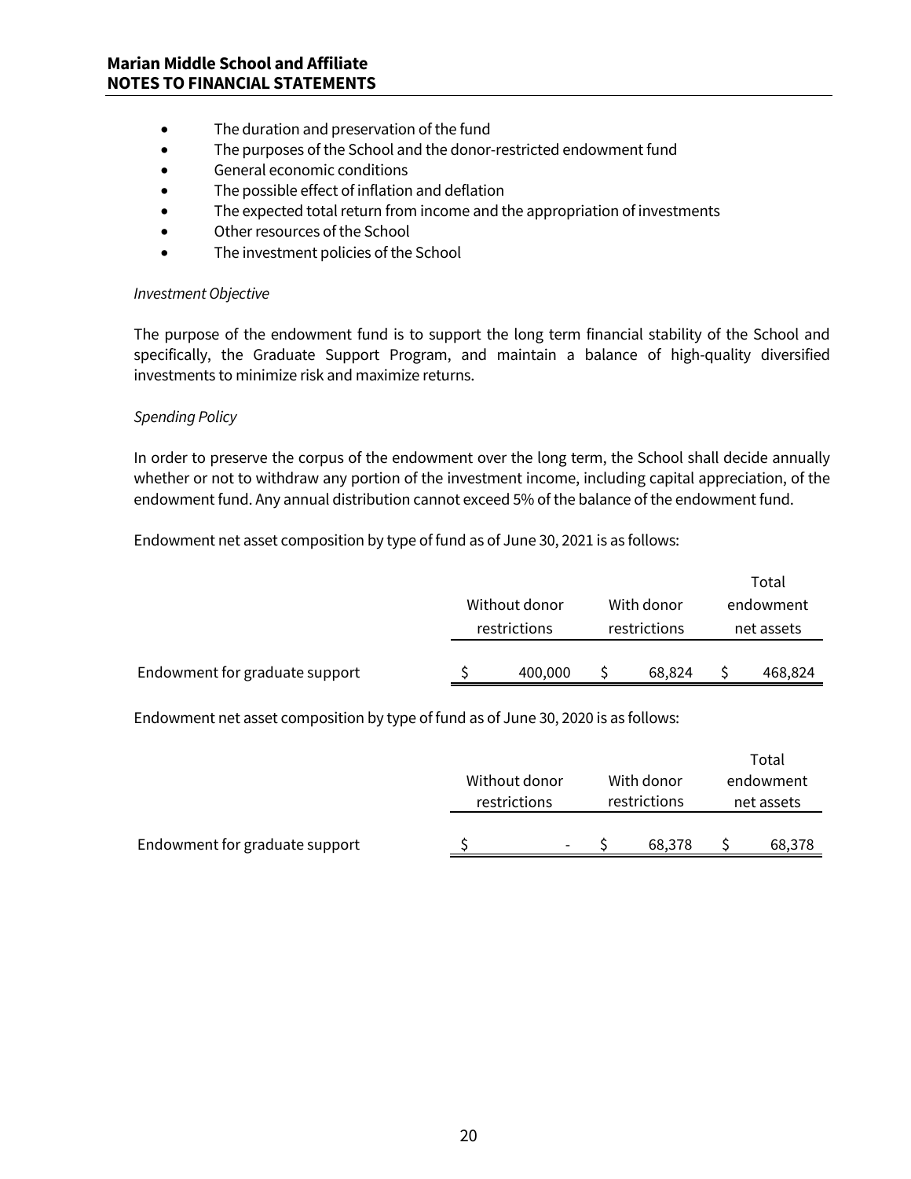- The duration and preservation of the fund
- The purposes of the School and the donor-restricted endowment fund
- General economic conditions
- The possible effect of inflation and deflation
- The expected total return from income and the appropriation of investments
- Other resources of the School
- The investment policies of the School

*Investment Objective*

The purpose of the endowment fund is to support the long term financial stability of the School and specifically, the Graduate Support Program, and maintain a balance of high-quality diversified investments to minimize risk and maximize returns.

*Spending Policy*

In order to preserve the corpus of the endowment over the long term, the School shall decide annually whether or not to withdraw any portion of the investment income, including capital appreciation, of the endowment fund. Any annual distribution cannot exceed 5% of the balance of the endowment fund.

Endowment net asset composition by type of fund as of June 30, 2021 is as follows:

| | Without donor restrictions | With donor restrictions | Total endowment net assets |
|---|---|---|---|
| Endowment for graduate support | $ 400,000 | $ 68,824 | $ 468,824 |

Endowment net asset composition by type of fund as of June 30, 2020 is as follows:

| | Without donor restrictions | With donor restrictions | Total endowment net assets |
|---|---|---|---|
| Endowment for graduate support | $ - | $ 68,378 | $ 68,378 |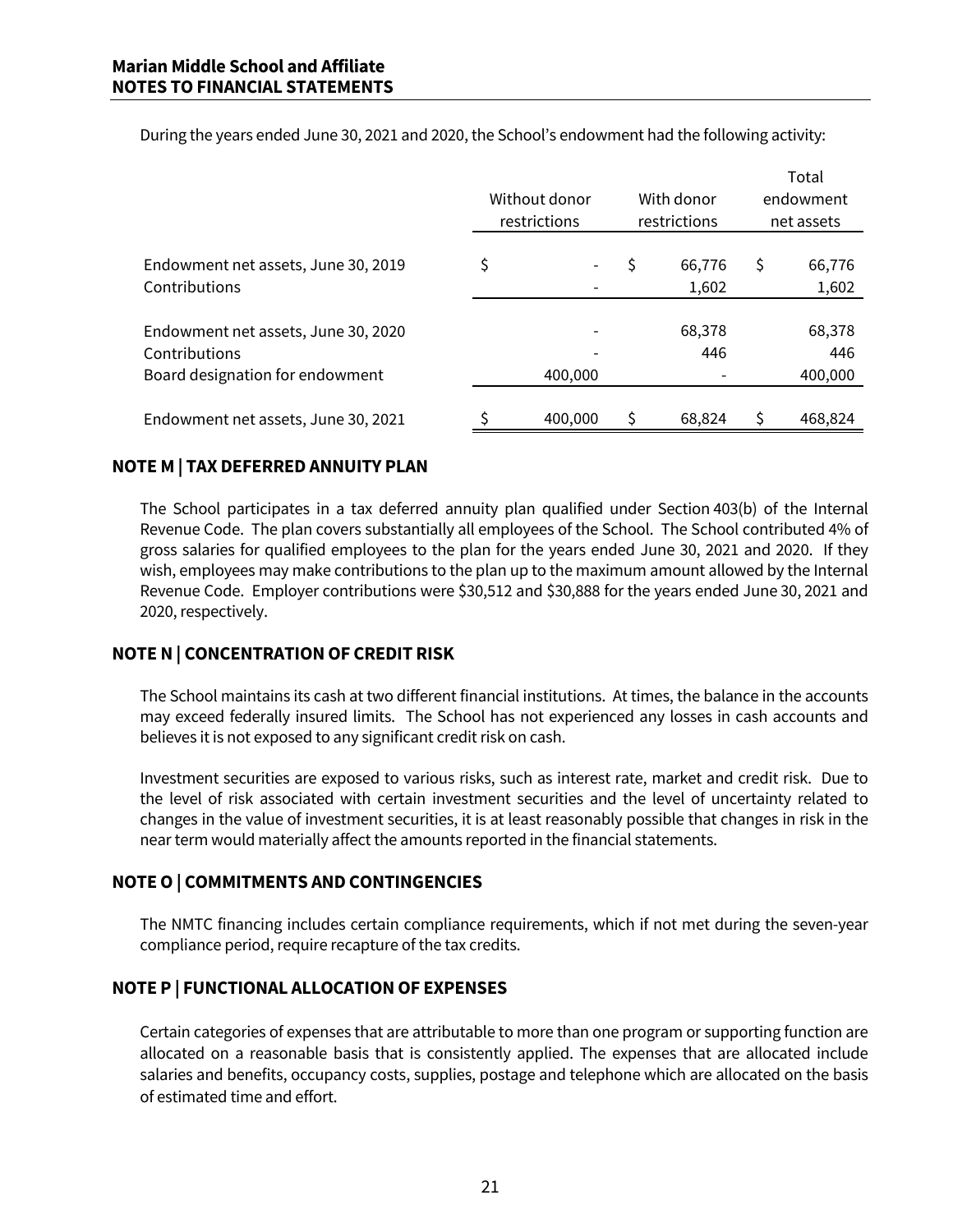During the years ended June 30, 2021 and 2020, the School's endowment had the following activity:

| | Without donor restrictions | With donor restrictions | Total endowment net assets |
|---|---|---|---|
| Endowment net assets, June 30, 2019 | $ - | $ 66,776 | $ 66,776 |
| Contributions | - | 1,602 | 1,602 |
| Endowment net assets, June 30, 2020 | - | 68,378 | 68,378 |
| Contributions | - | 446 | 446 |
| Board designation for endowment | 400,000 | - | 400,000 |
| Endowment net assets, June 30, 2021 | $ 400,000 | $ 68,824 | $ 468,824 |

## NOTE M | TAX DEFERRED ANNUITY PLAN

The School participates in a tax deferred annuity plan qualified under Section 403(b) of the Internal Revenue Code. The plan covers substantially all employees of the School. The School contributed 4% of gross salaries for qualified employees to the plan for the years ended June 30, 2021 and 2020. If they wish, employees may make contributions to the plan up to the maximum amount allowed by the Internal Revenue Code. Employer contributions were $30,512 and $30,888 for the years ended June 30, 2021 and 2020, respectively.

## NOTE N | CONCENTRATION OF CREDIT RISK

The School maintains its cash at two different financial institutions. At times, the balance in the accounts may exceed federally insured limits. The School has not experienced any losses in cash accounts and believes it is not exposed to any significant credit risk on cash.

Investment securities are exposed to various risks, such as interest rate, market and credit risk. Due to the level of risk associated with certain investment securities and the level of uncertainty related to changes in the value of investment securities, it is at least reasonably possible that changes in risk in the near term would materially affect the amounts reported in the financial statements.

## NOTE O | COMMITMENTS AND CONTINGENCIES

The NMTC financing includes certain compliance requirements, which if not met during the seven-year compliance period, require recapture of the tax credits.

## NOTE P | FUNCTIONAL ALLOCATION OF EXPENSES

Certain categories of expenses that are attributable to more than one program or supporting function are allocated on a reasonable basis that is consistently applied. The expenses that are allocated include salaries and benefits, occupancy costs, supplies, postage and telephone which are allocated on the basis of estimated time and effort.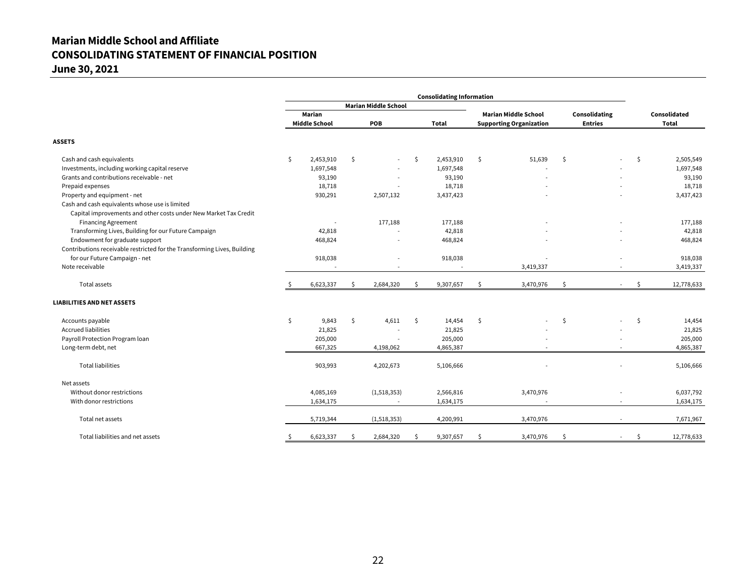# Marian Middle School and Affiliate
# CONSOLIDATING STATEMENT OF FINANCIAL POSITION
# June 30, 2021

| | Consolidating Information | | | | | |
|---|---|---|---|---|---|---|
| | Marian Middle School | | | | | |
| | Marian Middle School | POB | Total | Marian Middle School Supporting Organization | Consolidating Entries | Consolidated Total |
| **ASSETS** | | | | | | |
| Cash and cash equivalents | $ 2,453,910 | $ - | $ 2,453,910 | $ 51,639 | $ - | $ 2,505,549 |
| Investments, including working capital reserve | 1,697,548 | - | 1,697,548 | - | - | 1,697,548 |
| Grants and contributions receivable - net | 93,190 | - | 93,190 | - | - | 93,190 |
| Prepaid expenses | 18,718 | - | 18,718 | - | - | 18,718 |
| Property and equipment - net | 930,291 | 2,507,132 | 3,437,423 | - | - | 3,437,423 |
| Cash and cash equivalents whose use is limited | | | | | | |
| Capital improvements and other costs under New Market Tax Credit Financing Agreement | - | 177,188 | 177,188 | - | - | 177,188 |
| Transforming Lives, Building for our Future Campaign | 42,818 | - | 42,818 | - | - | 42,818 |
| Endowment for graduate support | 468,824 | - | 468,824 | - | - | 468,824 |
| Contributions receivable restricted for the Transforming Lives, Building for our Future Campaign - net | 918,038 | - | 918,038 | - | - | 918,038 |
| Note receivable | - | - | - | 3,419,337 | - | 3,419,337 |
| Total assets | $ 6,623,337 | $ 2,684,320 | $ 9,307,657 | $ 3,470,976 | $ - | $ 12,778,633 |
| **LIABILITIES AND NET ASSETS** | | | | | | |
| Accounts payable | $ 9,843 | $ 4,611 | $ 14,454 | $ - | $ - | $ 14,454 |
| Accrued liabilities | 21,825 | - | 21,825 | - | - | 21,825 |
| Payroll Protection Program loan | 205,000 | - | 205,000 | - | - | 205,000 |
| Long-term debt, net | 667,325 | 4,198,062 | 4,865,387 | - | - | 4,865,387 |
| Total liabilities | 903,993 | 4,202,673 | 5,106,666 | - | - | 5,106,666 |
| Net assets | | | | | | |
| Without donor restrictions | 4,085,169 | (1,518,353) | 2,566,816 | 3,470,976 | - | 6,037,792 |
| With donor restrictions | 1,634,175 | - | 1,634,175 | - | - | 1,634,175 |
| Total net assets | 5,719,344 | (1,518,353) | 4,200,991 | 3,470,976 | - | 7,671,967 |
| Total liabilities and net assets | $ 6,623,337 | $ 2,684,320 | $ 9,307,657 | $ 3,470,976 | $ - | $ 12,778,633 |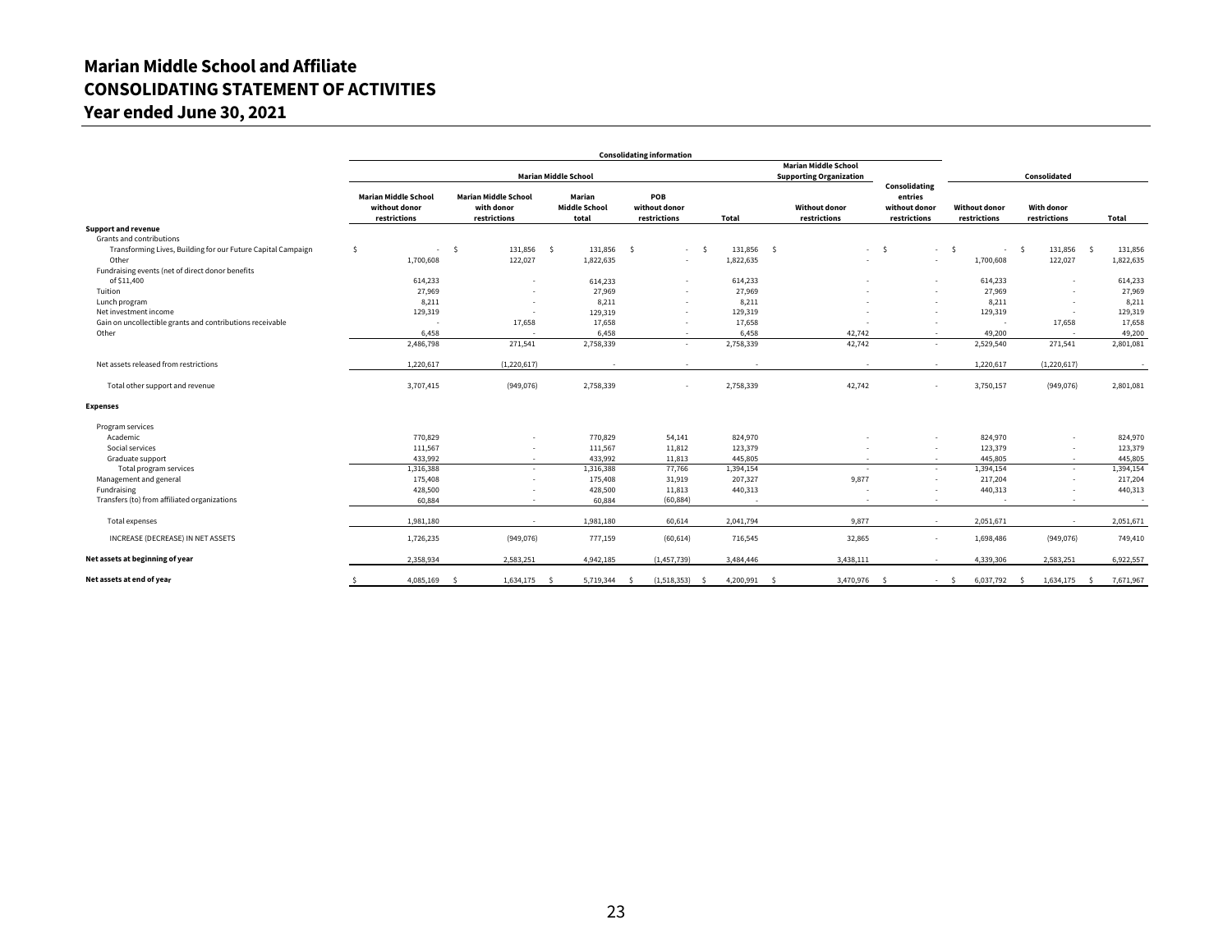# Marian Middle School and Affiliate
# CONSOLIDATING STATEMENT OF ACTIVITIES
# Year ended June 30, 2021

| | Consolidating information | | | | | | | Consolidated | | |
|---|---|---|---|---|---|---|---|---|---|---|
| | Marian Middle School | | | | | Marian Middle School Supporting Organization | | | | |
| | Marian Middle School without donor restrictions | Marian Middle School with donor restrictions | Marian Middle School total | POB without donor restrictions | Total | Without donor restrictions | Consolidating entries without donor restrictions | Without donor restrictions | With donor restrictions | Total |
| **Support and revenue** | | | | | | | | | | |
| Grants and contributions | | | | | | | | | | |
| Transforming Lives, Building for our Future Capital Campaign | $ - | $ 131,856 | $ 131,856 | $ - | $ 131,856 | $ - | $ - | $ - | $ 131,856 | $ 131,856 |
| Other | 1,700,608 | 122,027 | 1,822,635 | - | 1,822,635 | - | - | 1,700,608 | 122,027 | 1,822,635 |
| Fundraising events (net of direct donor benefits of $11,400 | 614,233 | - | 614,233 | - | 614,233 | - | - | 614,233 | - | 614,233 |
| Tuition | 27,969 | - | 27,969 | - | 27,969 | - | - | 27,969 | - | 27,969 |
| Lunch program | 8,211 | - | 8,211 | - | 8,211 | - | - | 8,211 | - | 8,211 |
| Net investment income | 129,319 | - | 129,319 | - | 129,319 | - | - | 129,319 | - | 129,319 |
| Gain on uncollectible grants and contributions receivable | - | 17,658 | 17,658 | - | 17,658 | - | - | - | 17,658 | 17,658 |
| Other | 6,458 | - | 6,458 | - | 6,458 | 42,742 | - | 49,200 | - | 49,200 |
| | 2,486,798 | 271,541 | 2,758,339 | - | 2,758,339 | 42,742 | - | 2,529,540 | 271,541 | 2,801,081 |
| Net assets released from restrictions | 1,220,617 | (1,220,617) | - | - | - | - | - | 1,220,617 | (1,220,617) | - |
| Total other support and revenue | 3,707,415 | (949,076) | 2,758,339 | - | 2,758,339 | 42,742 | - | 3,750,157 | (949,076) | 2,801,081 |
| **Expenses** | | | | | | | | | | |
| Program services | | | | | | | | | | |
| Academic | 770,829 | - | 770,829 | 54,141 | 824,970 | - | - | 824,970 | - | 824,970 |
| Social services | 111,567 | - | 111,567 | 11,812 | 123,379 | - | - | 123,379 | - | 123,379 |
| Graduate support | 433,992 | - | 433,992 | 11,813 | 445,805 | - | - | 445,805 | - | 445,805 |
| Total program services | 1,316,388 | - | 1,316,388 | 77,766 | 1,394,154 | - | - | 1,394,154 | - | 1,394,154 |
| Management and general | 175,408 | - | 175,408 | 31,919 | 207,327 | 9,877 | - | 217,204 | - | 217,204 |
| Fundraising | 428,500 | - | 428,500 | 11,813 | 440,313 | - | - | 440,313 | - | 440,313 |
| Transfers (to) from affiliated organizations | 60,884 | - | 60,884 | (60,884) | - | - | - | - | - | - |
| Total expenses | 1,981,180 | - | 1,981,180 | 60,614 | 2,041,794 | 9,877 | - | 2,051,671 | - | 2,051,671 |
| INCREASE (DECREASE) IN NET ASSETS | 1,726,235 | (949,076) | 777,159 | (60,614) | 716,545 | 32,865 | - | 1,698,486 | (949,076) | 749,410 |
| **Net assets at beginning of year** | 2,358,934 | 2,583,251 | 4,942,185 | (1,457,739) | 3,484,446 | 3,438,111 | - | 4,339,306 | 2,583,251 | 6,922,557 |
| **Net assets at end of year** | $ 4,085,169 | $ 1,634,175 | $ 5,719,344 | $ (1,518,353) | $ 4,200,991 | $ 3,470,976 | $ - | $ 6,037,792 | $ 1,634,175 | $ 7,671,967 |